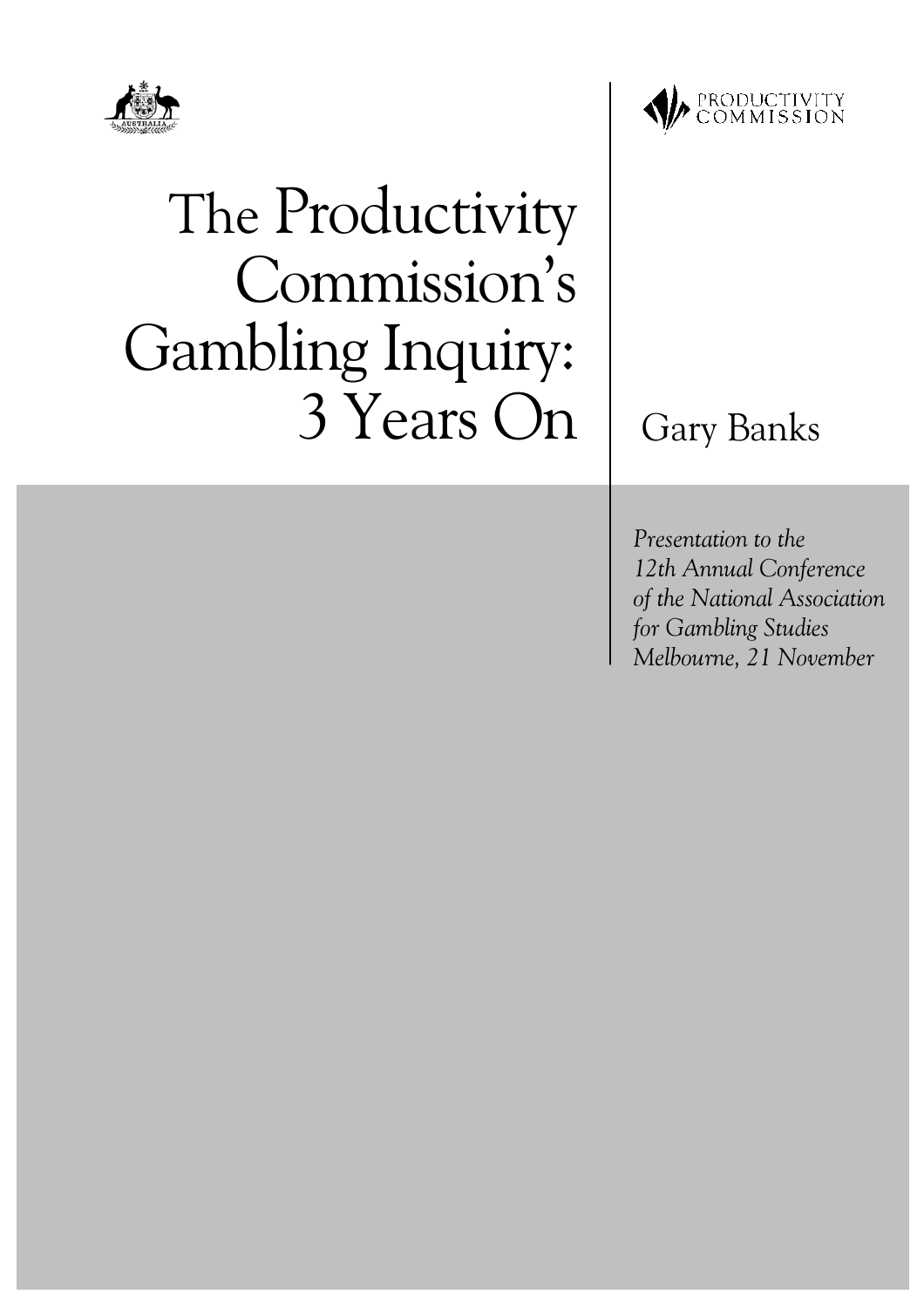PRODUCTIVITY COMMISSION

# The Productivity Commission's Gambling Inquiry: 3 Years On

Gary Banks

*Presentation to the 12th Annual Conference of the National Association for Gambling Studies Melbourne, 21 November*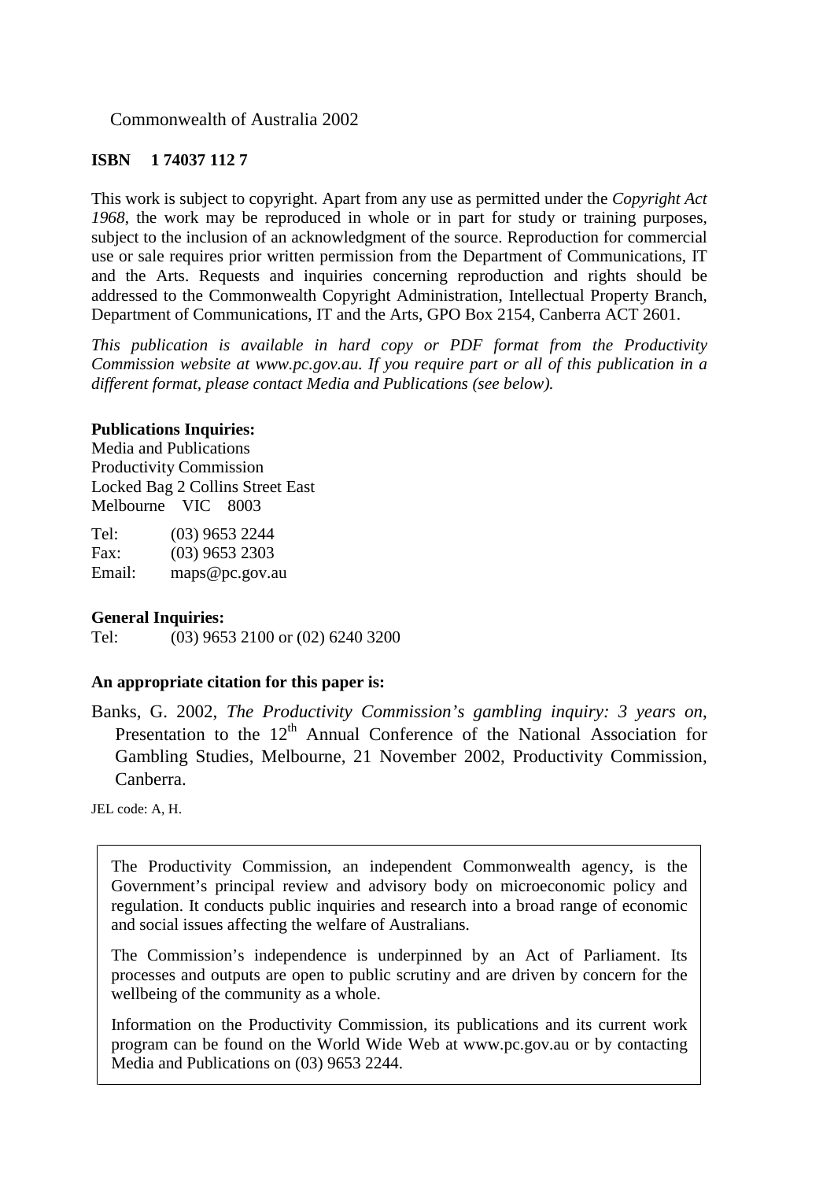Commonwealth of Australia 2002

**ISBN 1 74037 112 7**

This work is subject to copyright. Apart from any use as permitted under the *Copyright Act 1968*, the work may be reproduced in whole or in part for study or training purposes, subject to the inclusion of an acknowledgment of the source. Reproduction for commercial use or sale requires prior written permission from the Department of Communications, IT and the Arts. Requests and inquiries concerning reproduction and rights should be addressed to the Commonwealth Copyright Administration, Intellectual Property Branch, Department of Communications, IT and the Arts, GPO Box 2154, Canberra ACT 2601.

*This publication is available in hard copy or PDF format from the Productivity Commission website at www.pc.gov.au. If you require part or all of this publication in a different format, please contact Media and Publications (see below).*

**Publications Inquiries:**

Media and Publications
Productivity Commission
Locked Bag 2 Collins Street East
Melbourne VIC 8003

Tel: (03) 9653 2244
Fax: (03) 9653 2303
Email: maps@pc.gov.au

**General Inquiries:**

Tel: (03) 9653 2100 or (02) 6240 3200

**An appropriate citation for this paper is:**

Banks, G. 2002, *The Productivity Commission's gambling inquiry: 3 years on*, Presentation to the 12th Annual Conference of the National Association for Gambling Studies, Melbourne, 21 November 2002, Productivity Commission, Canberra.

JEL code: A, H.

The Productivity Commission, an independent Commonwealth agency, is the Government's principal review and advisory body on microeconomic policy and regulation. It conducts public inquiries and research into a broad range of economic and social issues affecting the welfare of Australians.

The Commission's independence is underpinned by an Act of Parliament. Its processes and outputs are open to public scrutiny and are driven by concern for the wellbeing of the community as a whole.

Information on the Productivity Commission, its publications and its current work program can be found on the World Wide Web at www.pc.gov.au or by contacting Media and Publications on (03) 9653 2244.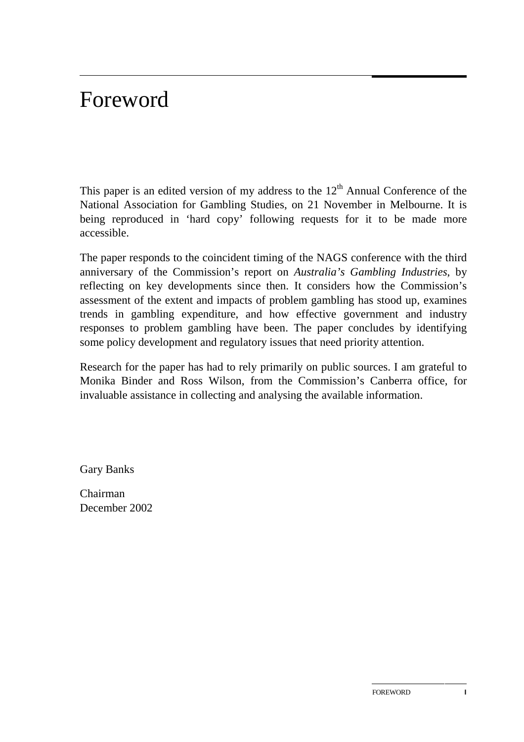# Foreword

This paper is an edited version of my address to the 12th Annual Conference of the National Association for Gambling Studies, on 21 November in Melbourne. It is being reproduced in 'hard copy' following requests for it to be made more accessible.

The paper responds to the coincident timing of the NAGS conference with the third anniversary of the Commission's report on *Australia's Gambling Industries*, by reflecting on key developments since then. It considers how the Commission's assessment of the extent and impacts of problem gambling has stood up, examines trends in gambling expenditure, and how effective government and industry responses to problem gambling have been. The paper concludes by identifying some policy development and regulatory issues that need priority attention.

Research for the paper has had to rely primarily on public sources. I am grateful to Monika Binder and Ross Wilson, from the Commission's Canberra office, for invaluable assistance in collecting and analysing the available information.

Gary Banks

Chairman
December 2002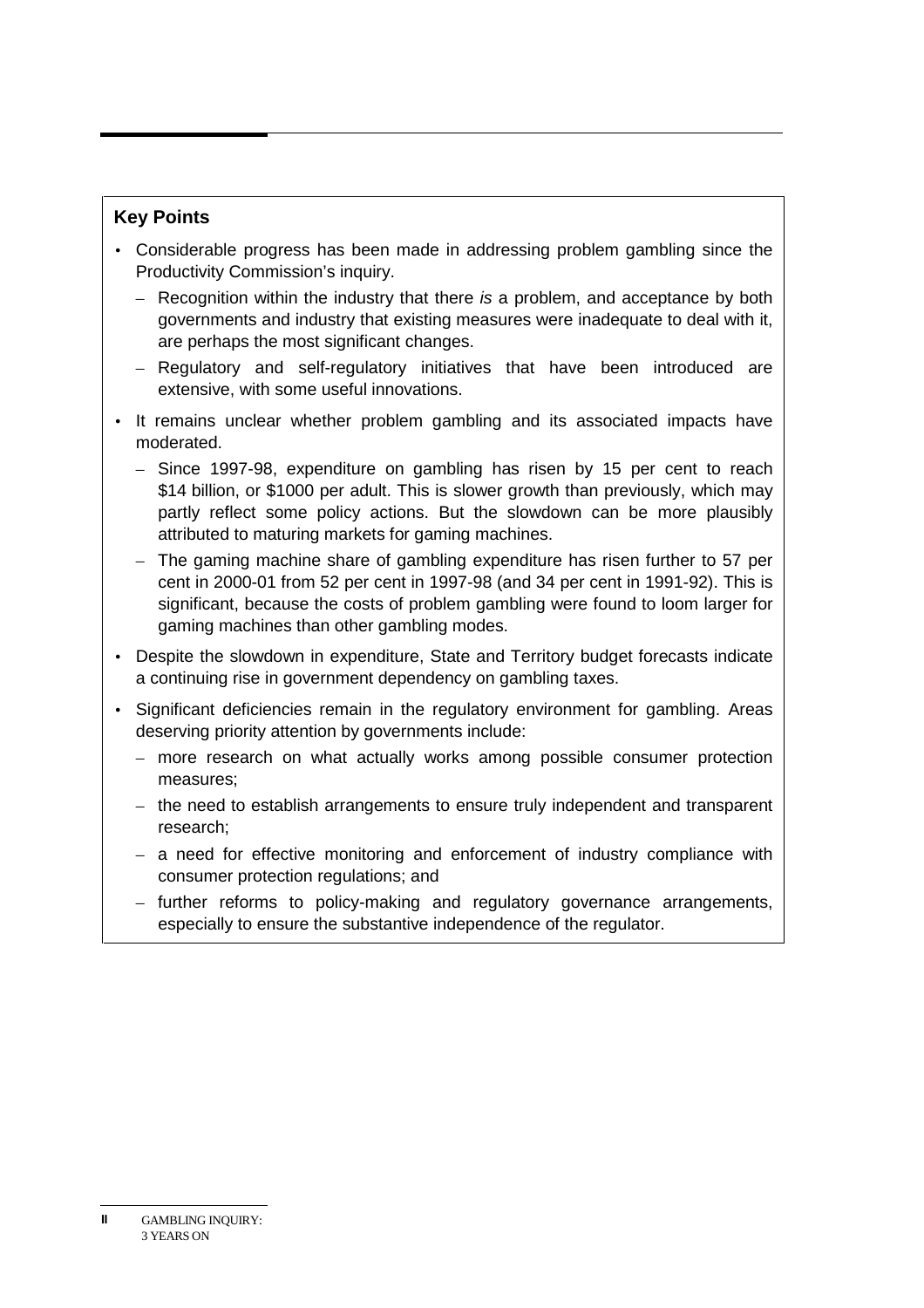## Key Points

- Considerable progress has been made in addressing problem gambling since the Productivity Commission's inquiry.
  - Recognition within the industry that there *is* a problem, and acceptance by both governments and industry that existing measures were inadequate to deal with it, are perhaps the most significant changes.
  - Regulatory and self-regulatory initiatives that have been introduced are extensive, with some useful innovations.
- It remains unclear whether problem gambling and its associated impacts have moderated.
  - Since 1997-98, expenditure on gambling has risen by 15 per cent to reach $14 billion, or $1000 per adult. This is slower growth than previously, which may partly reflect some policy actions. But the slowdown can be more plausibly attributed to maturing markets for gaming machines.
  - The gaming machine share of gambling expenditure has risen further to 57 per cent in 2000-01 from 52 per cent in 1997-98 (and 34 per cent in 1991-92). This is significant, because the costs of problem gambling were found to loom larger for gaming machines than other gambling modes.
- Despite the slowdown in expenditure, State and Territory budget forecasts indicate a continuing rise in government dependency on gambling taxes.
- Significant deficiencies remain in the regulatory environment for gambling. Areas deserving priority attention by governments include:
  - more research on what actually works among possible consumer protection measures;
  - the need to establish arrangements to ensure truly independent and transparent research;
  - a need for effective monitoring and enforcement of industry compliance with consumer protection regulations; and
  - further reforms to policy-making and regulatory governance arrangements, especially to ensure the substantive independence of the regulator.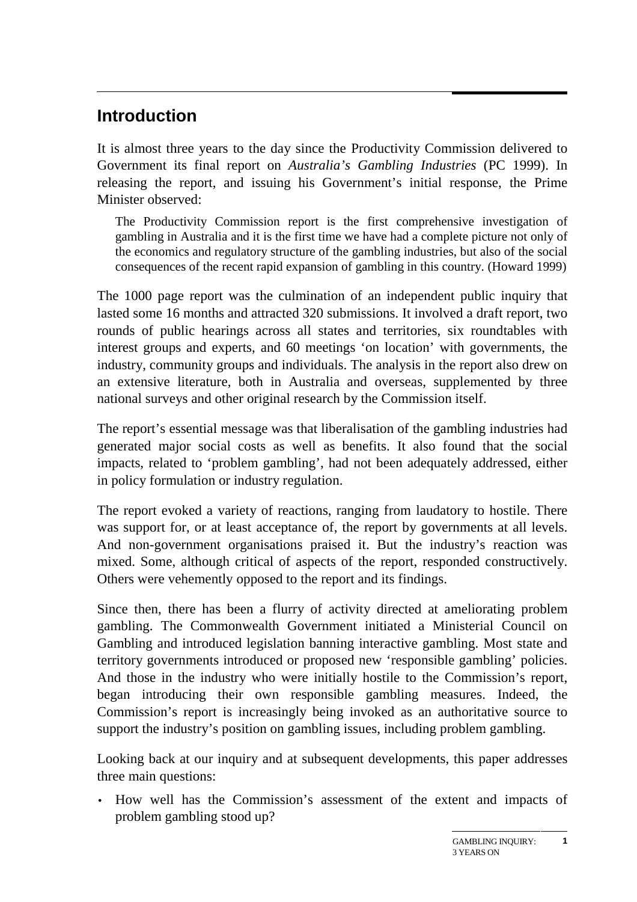## Introduction

It is almost three years to the day since the Productivity Commission delivered to Government its final report on *Australia's Gambling Industries* (PC 1999). In releasing the report, and issuing his Government's initial response, the Prime Minister observed:

> The Productivity Commission report is the first comprehensive investigation of gambling in Australia and it is the first time we have had a complete picture not only of the economics and regulatory structure of the gambling industries, but also of the social consequences of the recent rapid expansion of gambling in this country. (Howard 1999)

The 1000 page report was the culmination of an independent public inquiry that lasted some 16 months and attracted 320 submissions. It involved a draft report, two rounds of public hearings across all states and territories, six roundtables with interest groups and experts, and 60 meetings 'on location' with governments, the industry, community groups and individuals. The analysis in the report also drew on an extensive literature, both in Australia and overseas, supplemented by three national surveys and other original research by the Commission itself.

The report's essential message was that liberalisation of the gambling industries had generated major social costs as well as benefits. It also found that the social impacts, related to 'problem gambling', had not been adequately addressed, either in policy formulation or industry regulation.

The report evoked a variety of reactions, ranging from laudatory to hostile. There was support for, or at least acceptance of, the report by governments at all levels. And non-government organisations praised it. But the industry's reaction was mixed. Some, although critical of aspects of the report, responded constructively. Others were vehemently opposed to the report and its findings.

Since then, there has been a flurry of activity directed at ameliorating problem gambling. The Commonwealth Government initiated a Ministerial Council on Gambling and introduced legislation banning interactive gambling. Most state and territory governments introduced or proposed new 'responsible gambling' policies. And those in the industry who were initially hostile to the Commission's report, began introducing their own responsible gambling measures. Indeed, the Commission's report is increasingly being invoked as an authoritative source to support the industry's position on gambling issues, including problem gambling.

Looking back at our inquiry and at subsequent developments, this paper addresses three main questions:

- How well has the Commission's assessment of the extent and impacts of problem gambling stood up?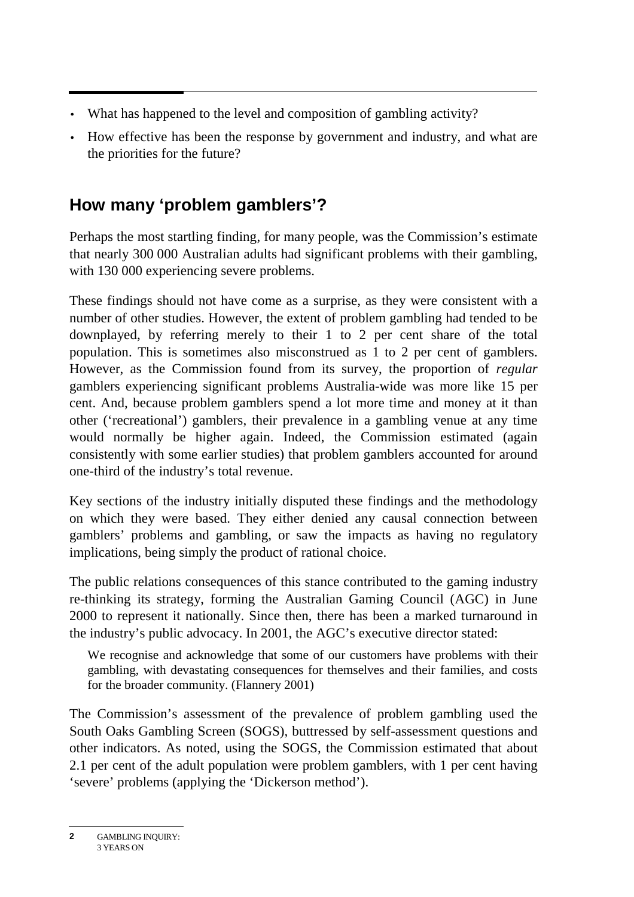- What has happened to the level and composition of gambling activity?
- How effective has been the response by government and industry, and what are the priorities for the future?

## How many 'problem gamblers'?

Perhaps the most startling finding, for many people, was the Commission's estimate that nearly 300 000 Australian adults had significant problems with their gambling, with 130 000 experiencing severe problems.

These findings should not have come as a surprise, as they were consistent with a number of other studies. However, the extent of problem gambling had tended to be downplayed, by referring merely to their 1 to 2 per cent share of the total population. This is sometimes also misconstrued as 1 to 2 per cent of gamblers. However, as the Commission found from its survey, the proportion of *regular* gamblers experiencing significant problems Australia-wide was more like 15 per cent. And, because problem gamblers spend a lot more time and money at it than other ('recreational') gamblers, their prevalence in a gambling venue at any time would normally be higher again. Indeed, the Commission estimated (again consistently with some earlier studies) that problem gamblers accounted for around one-third of the industry's total revenue.

Key sections of the industry initially disputed these findings and the methodology on which they were based. They either denied any causal connection between gamblers' problems and gambling, or saw the impacts as having no regulatory implications, being simply the product of rational choice.

The public relations consequences of this stance contributed to the gaming industry re-thinking its strategy, forming the Australian Gaming Council (AGC) in June 2000 to represent it nationally. Since then, there has been a marked turnaround in the industry's public advocacy. In 2001, the AGC's executive director stated:

> We recognise and acknowledge that some of our customers have problems with their gambling, with devastating consequences for themselves and their families, and costs for the broader community. (Flannery 2001)

The Commission's assessment of the prevalence of problem gambling used the South Oaks Gambling Screen (SOGS), buttressed by self-assessment questions and other indicators. As noted, using the SOGS, the Commission estimated that about 2.1 per cent of the adult population were problem gamblers, with 1 per cent having 'severe' problems (applying the 'Dickerson method').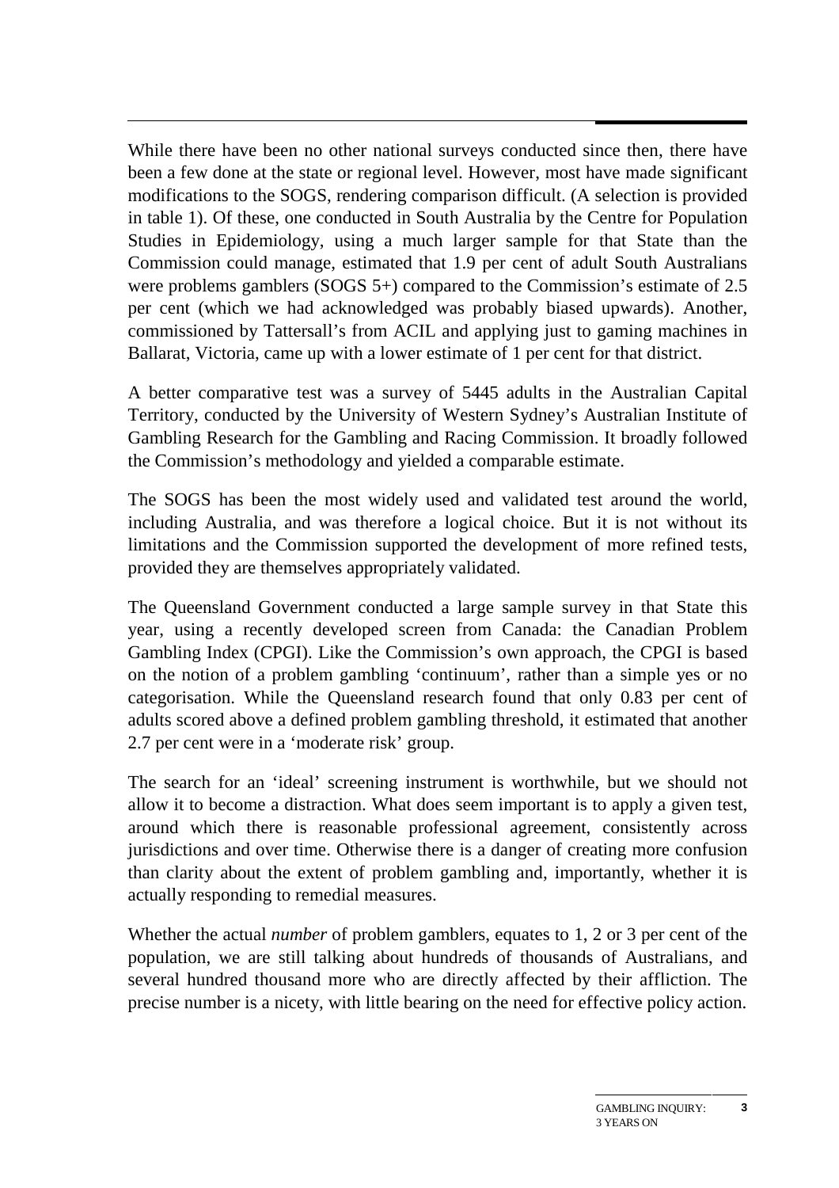While there have been no other national surveys conducted since then, there have been a few done at the state or regional level. However, most have made significant modifications to the SOGS, rendering comparison difficult. (A selection is provided in table 1). Of these, one conducted in South Australia by the Centre for Population Studies in Epidemiology, using a much larger sample for that State than the Commission could manage, estimated that 1.9 per cent of adult South Australians were problems gamblers (SOGS 5+) compared to the Commission's estimate of 2.5 per cent (which we had acknowledged was probably biased upwards). Another, commissioned by Tattersall's from ACIL and applying just to gaming machines in Ballarat, Victoria, came up with a lower estimate of 1 per cent for that district.

A better comparative test was a survey of 5445 adults in the Australian Capital Territory, conducted by the University of Western Sydney's Australian Institute of Gambling Research for the Gambling and Racing Commission. It broadly followed the Commission's methodology and yielded a comparable estimate.

The SOGS has been the most widely used and validated test around the world, including Australia, and was therefore a logical choice. But it is not without its limitations and the Commission supported the development of more refined tests, provided they are themselves appropriately validated.

The Queensland Government conducted a large sample survey in that State this year, using a recently developed screen from Canada: the Canadian Problem Gambling Index (CPGI). Like the Commission's own approach, the CPGI is based on the notion of a problem gambling 'continuum', rather than a simple yes or no categorisation. While the Queensland research found that only 0.83 per cent of adults scored above a defined problem gambling threshold, it estimated that another 2.7 per cent were in a 'moderate risk' group.

The search for an 'ideal' screening instrument is worthwhile, but we should not allow it to become a distraction. What does seem important is to apply a given test, around which there is reasonable professional agreement, consistently across jurisdictions and over time. Otherwise there is a danger of creating more confusion than clarity about the extent of problem gambling and, importantly, whether it is actually responding to remedial measures.

Whether the actual *number* of problem gamblers, equates to 1, 2 or 3 per cent of the population, we are still talking about hundreds of thousands of Australians, and several hundred thousand more who are directly affected by their affliction. The precise number is a nicety, with little bearing on the need for effective policy action.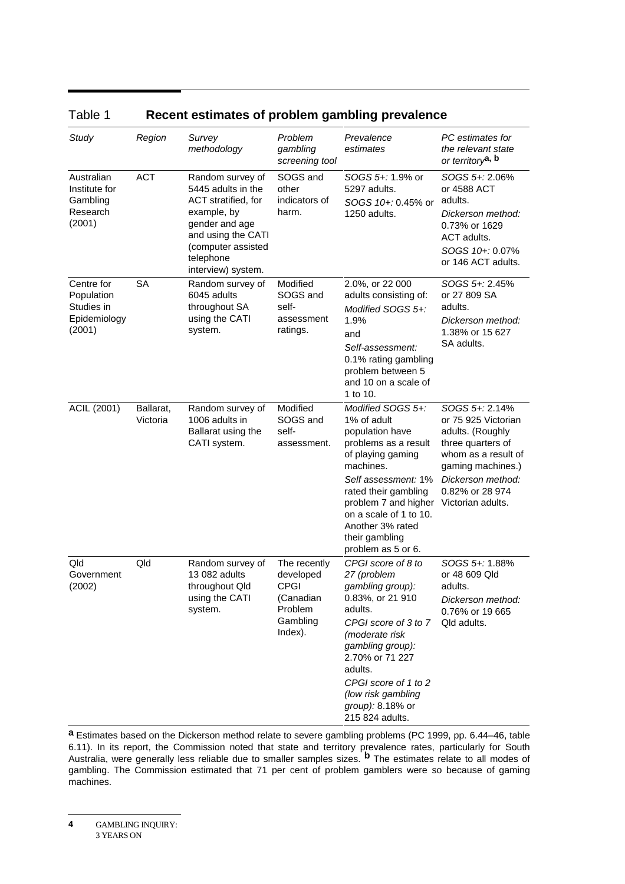Table 1 **Recent estimates of problem gambling prevalence**

| *Study* | *Region* | *Survey methodology* | *Problem gambling screening tool* | *Prevalence estimates* | *PC estimates for the relevant state or territory*[a, b] |
|---|---|---|---|---|---|
| Australian Institute for Gambling Research (2001) | ACT | Random survey of 5445 adults in the ACT stratified, for example, by gender and age and using the CATI (computer assisted telephone interview) system. | SOGS and other indicators of harm. | *SOGS 5+:* 1.9% or 5297 adults. *SOGS 10+:* 0.45% or 1250 adults. | *SOGS 5+:* 2.06% or 4588 ACT adults. *Dickerson method:* 0.73% or 1629 ACT adults. *SOGS 10+:* 0.07% or 146 ACT adults. |
| Centre for Population Studies in Epidemiology (2001) | SA | Random survey of 6045 adults throughout SA using the CATI system. | Modified SOGS and self-assessment ratings. | 2.0%, or 22 000 adults consisting of: *Modified SOGS 5+:* 1.9% and *Self-assessment:* 0.1% rating gambling problem between 5 and 10 on a scale of 1 to 10. | *SOGS 5+:* 2.45% or 27 809 SA adults. *Dickerson method:* 1.38% or 15 627 SA adults. |
| ACIL (2001) | Ballarat, Victoria | Random survey of 1006 adults in Ballarat using the CATI system. | Modified SOGS and self-assessment. | *Modified SOGS 5+:* 1% of adult population have problems as a result of playing gaming machines. *Self assessment:* 1% rated their gambling problem 7 and higher on a scale of 1 to 10. Another 3% rated their gambling problem as 5 or 6. | *SOGS 5+:* 2.14% or 75 925 Victorian adults. (Roughly three quarters of whom as a result of gaming machines.) *Dickerson method:* 0.82% or 28 974 Victorian adults. |
| Qld Government (2002) | Qld | Random survey of 13 082 adults throughout Qld using the CATI system. | The recently developed CPGI (Canadian Problem Gambling Index). | *CPGI score of 8 to 27 (problem gambling group):* 0.83%, or 21 910 adults. *CPGI score of 3 to 7 (moderate risk gambling group):* 2.70% or 71 227 adults. *CPGI score of 1 to 2 (low risk gambling group):* 8.18% or 215 824 adults. | *SOGS 5+:* 1.88% or 48 609 Qld adults. *Dickerson method:* 0.76% or 19 665 Qld adults. |

**a** Estimates based on the Dickerson method relate to severe gambling problems (PC 1999, pp. 6.44–46, table 6.11). In its report, the Commission noted that state and territory prevalence rates, particularly for South Australia, were generally less reliable due to smaller samples sizes. **b** The estimates relate to all modes of gambling. The Commission estimated that 71 per cent of problem gamblers were so because of gaming machines.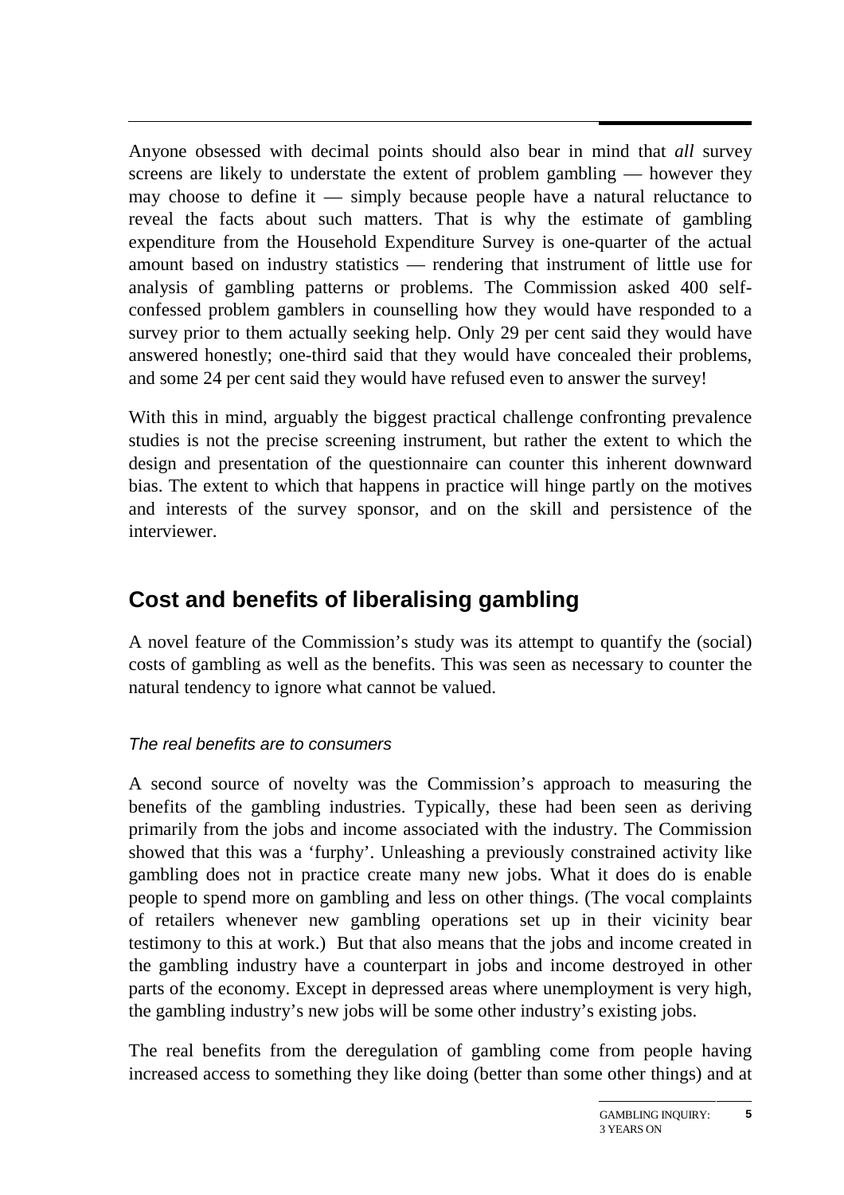Anyone obsessed with decimal points should also bear in mind that *all* survey screens are likely to understate the extent of problem gambling — however they may choose to define it — simply because people have a natural reluctance to reveal the facts about such matters. That is why the estimate of gambling expenditure from the Household Expenditure Survey is one-quarter of the actual amount based on industry statistics — rendering that instrument of little use for analysis of gambling patterns or problems. The Commission asked 400 self-confessed problem gamblers in counselling how they would have responded to a survey prior to them actually seeking help. Only 29 per cent said they would have answered honestly; one-third said that they would have concealed their problems, and some 24 per cent said they would have refused even to answer the survey!

With this in mind, arguably the biggest practical challenge confronting prevalence studies is not the precise screening instrument, but rather the extent to which the design and presentation of the questionnaire can counter this inherent downward bias. The extent to which that happens in practice will hinge partly on the motives and interests of the survey sponsor, and on the skill and persistence of the interviewer.

## Cost and benefits of liberalising gambling

A novel feature of the Commission's study was its attempt to quantify the (social) costs of gambling as well as the benefits. This was seen as necessary to counter the natural tendency to ignore what cannot be valued.

### *The real benefits are to consumers*

A second source of novelty was the Commission's approach to measuring the benefits of the gambling industries. Typically, these had been seen as deriving primarily from the jobs and income associated with the industry. The Commission showed that this was a 'furphy'. Unleashing a previously constrained activity like gambling does not in practice create many new jobs. What it does do is enable people to spend more on gambling and less on other things. (The vocal complaints of retailers whenever new gambling operations set up in their vicinity bear testimony to this at work.) But that also means that the jobs and income created in the gambling industry have a counterpart in jobs and income destroyed in other parts of the economy. Except in depressed areas where unemployment is very high, the gambling industry's new jobs will be some other industry's existing jobs.

The real benefits from the deregulation of gambling come from people having increased access to something they like doing (better than some other things) and at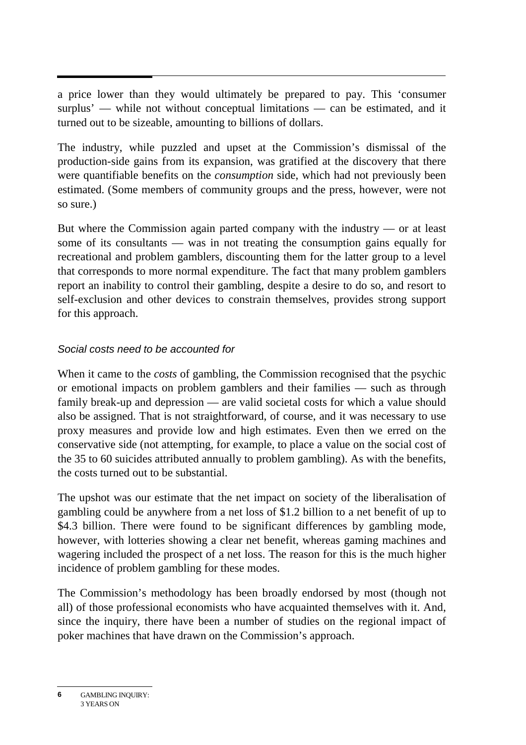a price lower than they would ultimately be prepared to pay. This 'consumer surplus' — while not without conceptual limitations — can be estimated, and it turned out to be sizeable, amounting to billions of dollars.

The industry, while puzzled and upset at the Commission's dismissal of the production-side gains from its expansion, was gratified at the discovery that there were quantifiable benefits on the *consumption* side, which had not previously been estimated. (Some members of community groups and the press, however, were not so sure.)

But where the Commission again parted company with the industry — or at least some of its consultants — was in not treating the consumption gains equally for recreational and problem gamblers, discounting them for the latter group to a level that corresponds to more normal expenditure. The fact that many problem gamblers report an inability to control their gambling, despite a desire to do so, and resort to self-exclusion and other devices to constrain themselves, provides strong support for this approach.

### *Social costs need to be accounted for*

When it came to the *costs* of gambling, the Commission recognised that the psychic or emotional impacts on problem gamblers and their families — such as through family break-up and depression — are valid societal costs for which a value should also be assigned. That is not straightforward, of course, and it was necessary to use proxy measures and provide low and high estimates. Even then we erred on the conservative side (not attempting, for example, to place a value on the social cost of the 35 to 60 suicides attributed annually to problem gambling). As with the benefits, the costs turned out to be substantial.

The upshot was our estimate that the net impact on society of the liberalisation of gambling could be anywhere from a net loss of $1.2 billion to a net benefit of up to $4.3 billion. There were found to be significant differences by gambling mode, however, with lotteries showing a clear net benefit, whereas gaming machines and wagering included the prospect of a net loss. The reason for this is the much higher incidence of problem gambling for these modes.

The Commission's methodology has been broadly endorsed by most (though not all) of those professional economists who have acquainted themselves with it. And, since the inquiry, there have been a number of studies on the regional impact of poker machines that have drawn on the Commission's approach.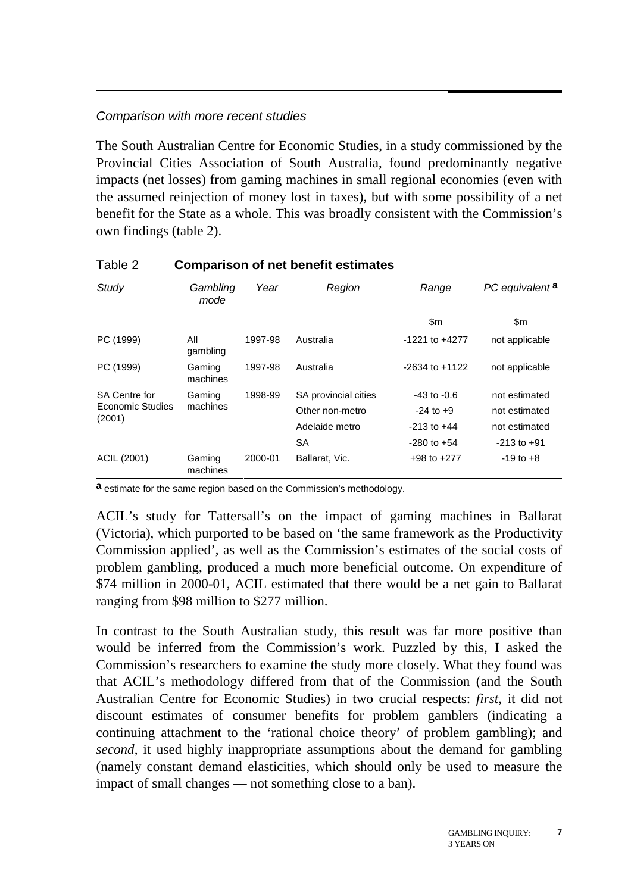*Comparison with more recent studies*

The South Australian Centre for Economic Studies, in a study commissioned by the Provincial Cities Association of South Australia, found predominantly negative impacts (net losses) from gaming machines in small regional economies (even with the assumed reinjection of money lost in taxes), but with some possibility of a net benefit for the State as a whole. This was broadly consistent with the Commission's own findings (table 2).

Table 2 **Comparison of net benefit estimates**

| *Study* | *Gambling mode* | *Year* | *Region* | *Range* | *PC equivalent* [a] |
|---|---|---|---|---|---|
| | | | | $m | $m |
| PC (1999) | All gambling | 1997-98 | Australia | -1221 to +4277 | not applicable |
| PC (1999) | Gaming machines | 1997-98 | Australia | -2634 to +1122 | not applicable |
| SA Centre for Economic Studies (2001) | Gaming machines | 1998-99 | SA provincial cities | -43 to -0.6 | not estimated |
| | | | Other non-metro | -24 to +9 | not estimated |
| | | | Adelaide metro | -213 to +44 | not estimated |
| | | | SA | -280 to +54 | -213 to +91 |
| ACIL (2001) | Gaming machines | 2000-01 | Ballarat, Vic. | +98 to +277 | -19 to +8 |

**a** estimate for the same region based on the Commission's methodology.

ACIL's study for Tattersall's on the impact of gaming machines in Ballarat (Victoria), which purported to be based on 'the same framework as the Productivity Commission applied', as well as the Commission's estimates of the social costs of problem gambling, produced a much more beneficial outcome. On expenditure of $74 million in 2000-01, ACIL estimated that there would be a net gain to Ballarat ranging from $98 million to $277 million.

In contrast to the South Australian study, this result was far more positive than would be inferred from the Commission's work. Puzzled by this, I asked the Commission's researchers to examine the study more closely. What they found was that ACIL's methodology differed from that of the Commission (and the South Australian Centre for Economic Studies) in two crucial respects: *first*, it did not discount estimates of consumer benefits for problem gamblers (indicating a continuing attachment to the 'rational choice theory' of problem gambling); and *second*, it used highly inappropriate assumptions about the demand for gambling (namely constant demand elasticities, which should only be used to measure the impact of small changes — not something close to a ban).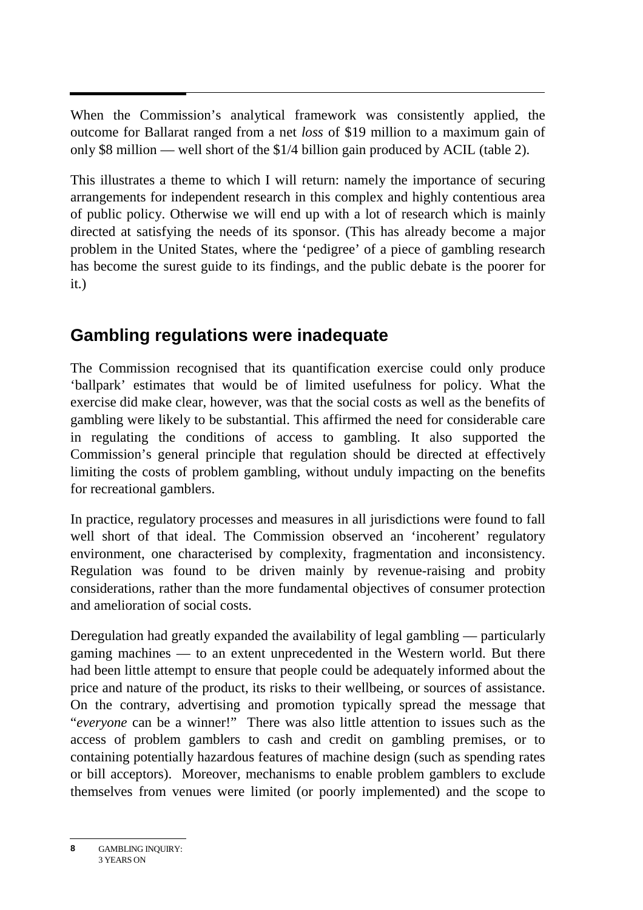When the Commission's analytical framework was consistently applied, the outcome for Ballarat ranged from a net *loss* of $19 million to a maximum gain of only $8 million — well short of the $1/4 billion gain produced by ACIL (table 2).

This illustrates a theme to which I will return: namely the importance of securing arrangements for independent research in this complex and highly contentious area of public policy. Otherwise we will end up with a lot of research which is mainly directed at satisfying the needs of its sponsor. (This has already become a major problem in the United States, where the 'pedigree' of a piece of gambling research has become the surest guide to its findings, and the public debate is the poorer for it.)

## Gambling regulations were inadequate

The Commission recognised that its quantification exercise could only produce 'ballpark' estimates that would be of limited usefulness for policy. What the exercise did make clear, however, was that the social costs as well as the benefits of gambling were likely to be substantial. This affirmed the need for considerable care in regulating the conditions of access to gambling. It also supported the Commission's general principle that regulation should be directed at effectively limiting the costs of problem gambling, without unduly impacting on the benefits for recreational gamblers.

In practice, regulatory processes and measures in all jurisdictions were found to fall well short of that ideal. The Commission observed an 'incoherent' regulatory environment, one characterised by complexity, fragmentation and inconsistency. Regulation was found to be driven mainly by revenue-raising and probity considerations, rather than the more fundamental objectives of consumer protection and amelioration of social costs.

Deregulation had greatly expanded the availability of legal gambling — particularly gaming machines — to an extent unprecedented in the Western world. But there had been little attempt to ensure that people could be adequately informed about the price and nature of the product, its risks to their wellbeing, or sources of assistance. On the contrary, advertising and promotion typically spread the message that "*everyone* can be a winner!" There was also little attention to issues such as the access of problem gamblers to cash and credit on gambling premises, or to containing potentially hazardous features of machine design (such as spending rates or bill acceptors). Moreover, mechanisms to enable problem gamblers to exclude themselves from venues were limited (or poorly implemented) and the scope to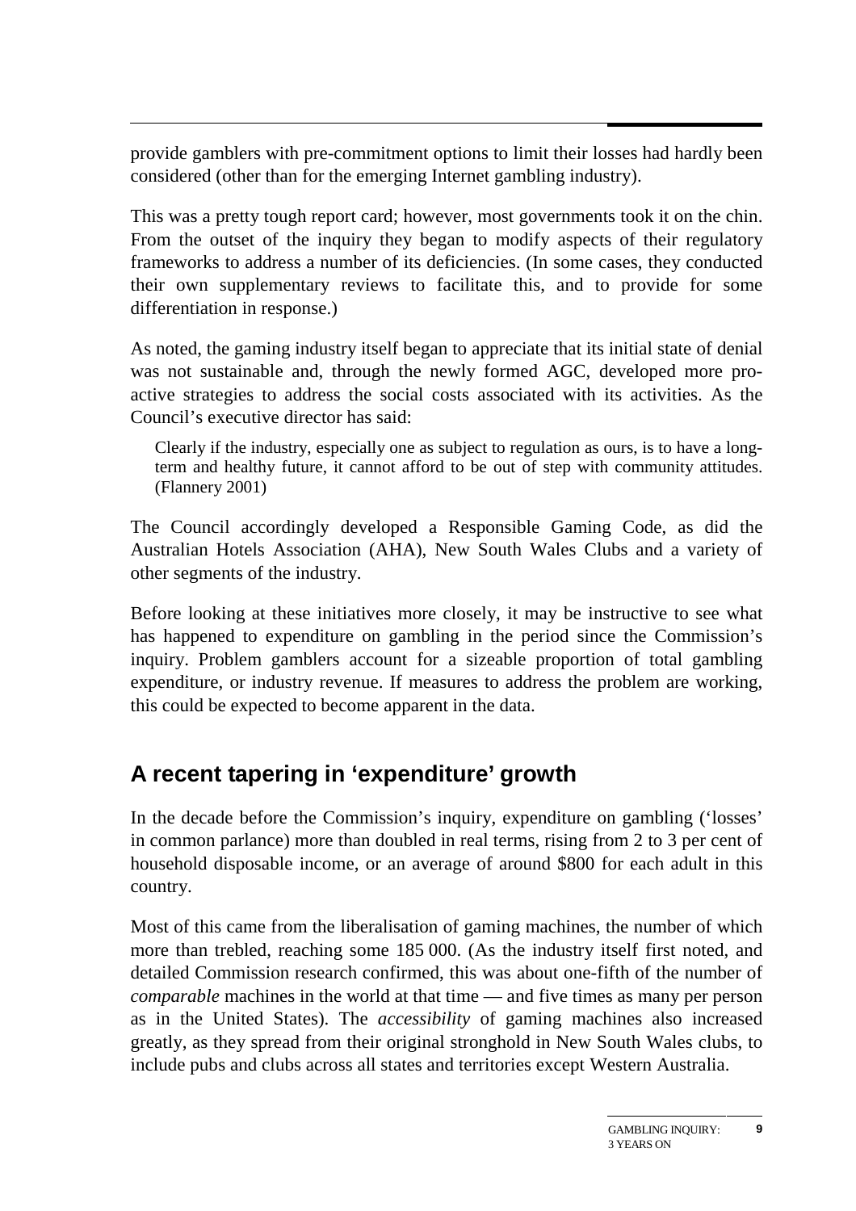provide gamblers with pre-commitment options to limit their losses had hardly been considered (other than for the emerging Internet gambling industry).

This was a pretty tough report card; however, most governments took it on the chin. From the outset of the inquiry they began to modify aspects of their regulatory frameworks to address a number of its deficiencies. (In some cases, they conducted their own supplementary reviews to facilitate this, and to provide for some differentiation in response.)

As noted, the gaming industry itself began to appreciate that its initial state of denial was not sustainable and, through the newly formed AGC, developed more pro-active strategies to address the social costs associated with its activities. As the Council's executive director has said:

> Clearly if the industry, especially one as subject to regulation as ours, is to have a long-term and healthy future, it cannot afford to be out of step with community attitudes. (Flannery 2001)

The Council accordingly developed a Responsible Gaming Code, as did the Australian Hotels Association (AHA), New South Wales Clubs and a variety of other segments of the industry.

Before looking at these initiatives more closely, it may be instructive to see what has happened to expenditure on gambling in the period since the Commission's inquiry. Problem gamblers account for a sizeable proportion of total gambling expenditure, or industry revenue. If measures to address the problem are working, this could be expected to become apparent in the data.

## A recent tapering in 'expenditure' growth

In the decade before the Commission's inquiry, expenditure on gambling ('losses' in common parlance) more than doubled in real terms, rising from 2 to 3 per cent of household disposable income, or an average of around $800 for each adult in this country.

Most of this came from the liberalisation of gaming machines, the number of which more than trebled, reaching some 185 000. (As the industry itself first noted, and detailed Commission research confirmed, this was about one-fifth of the number of *comparable* machines in the world at that time — and five times as many per person as in the United States). The *accessibility* of gaming machines also increased greatly, as they spread from their original stronghold in New South Wales clubs, to include pubs and clubs across all states and territories except Western Australia.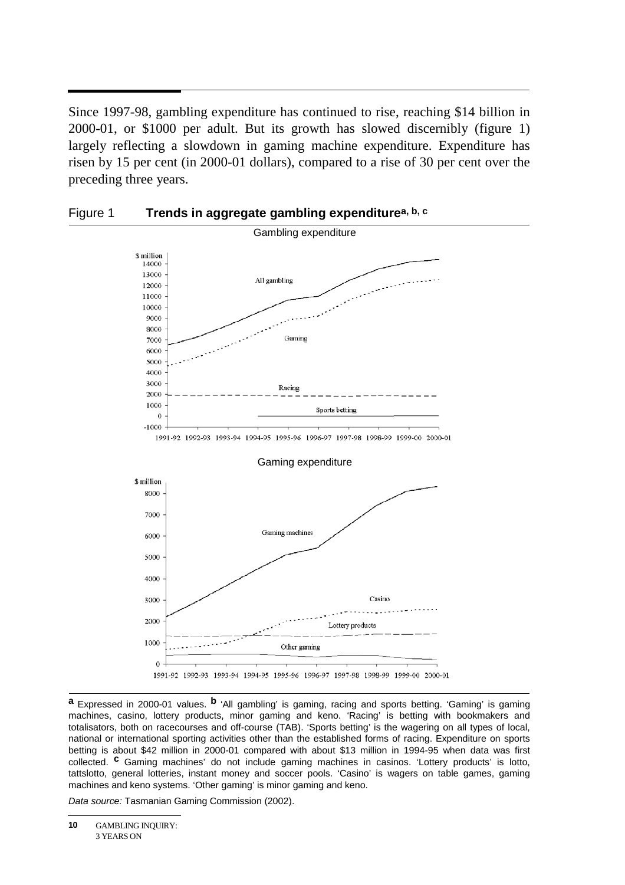Since 1997-98, gambling expenditure has continued to rise, reaching $14 billion in 2000-01, or $1000 per adult. But its growth has slowed discernibly (figure 1) largely reflecting a slowdown in gaming machine expenditure. Expenditure has risen by 15 per cent (in 2000-01 dollars), compared to a rise of 30 per cent over the preceding three years.

Figure 1 **Trends in aggregate gambling expenditure**[a, b, c]

[a] Expressed in 2000-01 values. [b] 'All gambling' is gaming, racing and sports betting. 'Gaming' is gaming machines, casino, lottery products, minor gaming and keno. 'Racing' is betting with bookmakers and totalisators, both on racecourses and off-course (TAB). 'Sports betting' is the wagering on all types of local, national or international sporting activities other than the established forms of racing. Expenditure on sports betting is about $42 million in 2000-01 compared with about $13 million in 1994-95 when data was first collected. [c] Gaming machines' do not include gaming machines in casinos. 'Lottery products' is lotto, tattslotto, general lotteries, instant money and soccer pools. 'Casino' is wagers on table games, gaming machines and keno systems. 'Other gaming' is minor gaming and keno.

*Data source:* Tasmanian Gaming Commission (2002).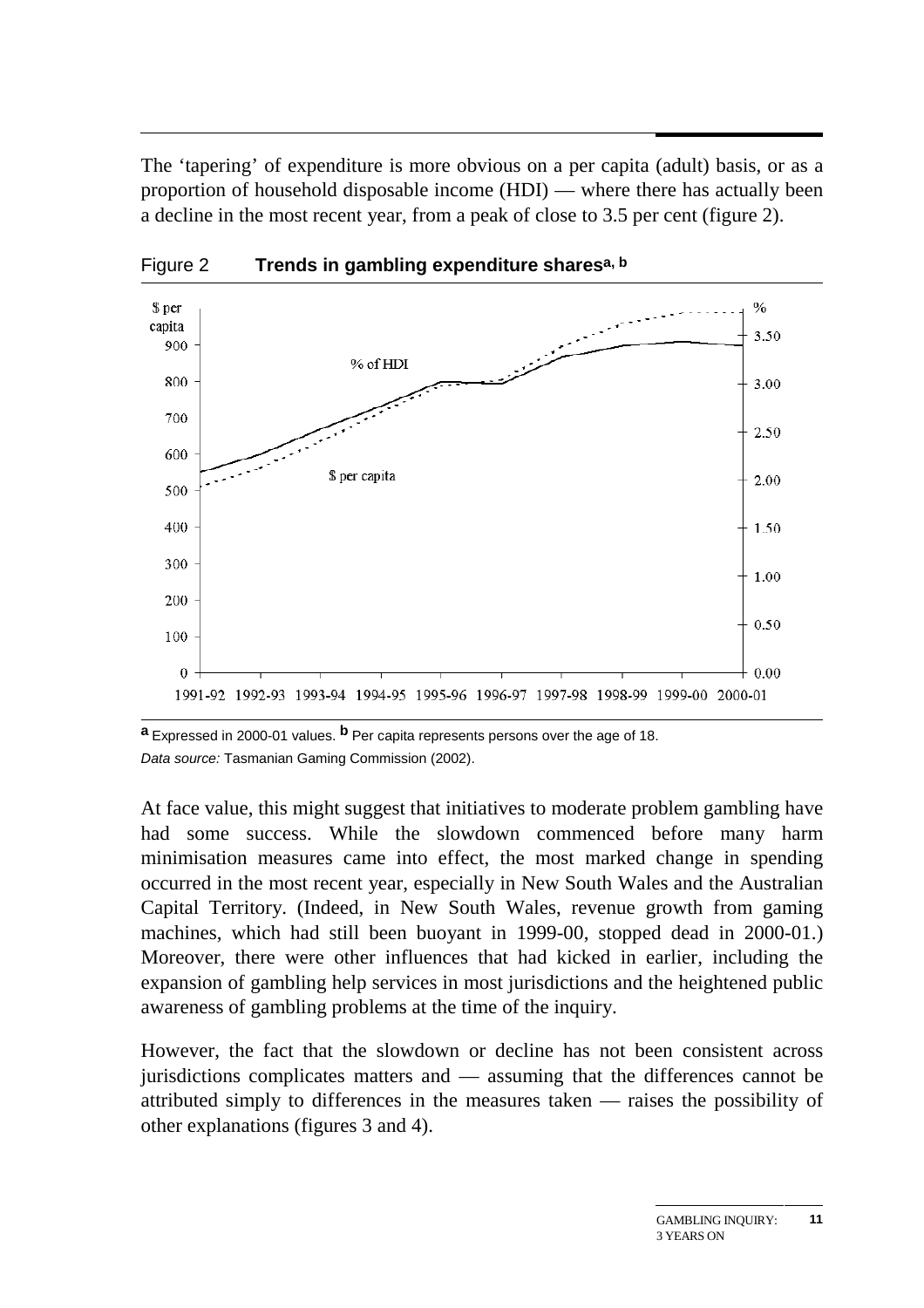The 'tapering' of expenditure is more obvious on a per capita (adult) basis, or as a proportion of household disposable income (HDI) — where there has actually been a decline in the most recent year, from a peak of close to 3.5 per cent (figure 2).

Figure 2 **Trends in gambling expenditure shares[a, b]**

[a] Expressed in 2000-01 values. [b] Per capita represents persons over the age of 18.
*Data source:* Tasmanian Gaming Commission (2002).

At face value, this might suggest that initiatives to moderate problem gambling have had some success. While the slowdown commenced before many harm minimisation measures came into effect, the most marked change in spending occurred in the most recent year, especially in New South Wales and the Australian Capital Territory. (Indeed, in New South Wales, revenue growth from gaming machines, which had still been buoyant in 1999-00, stopped dead in 2000-01.) Moreover, there were other influences that had kicked in earlier, including the expansion of gambling help services in most jurisdictions and the heightened public awareness of gambling problems at the time of the inquiry.

However, the fact that the slowdown or decline has not been consistent across jurisdictions complicates matters and — assuming that the differences cannot be attributed simply to differences in the measures taken — raises the possibility of other explanations (figures 3 and 4).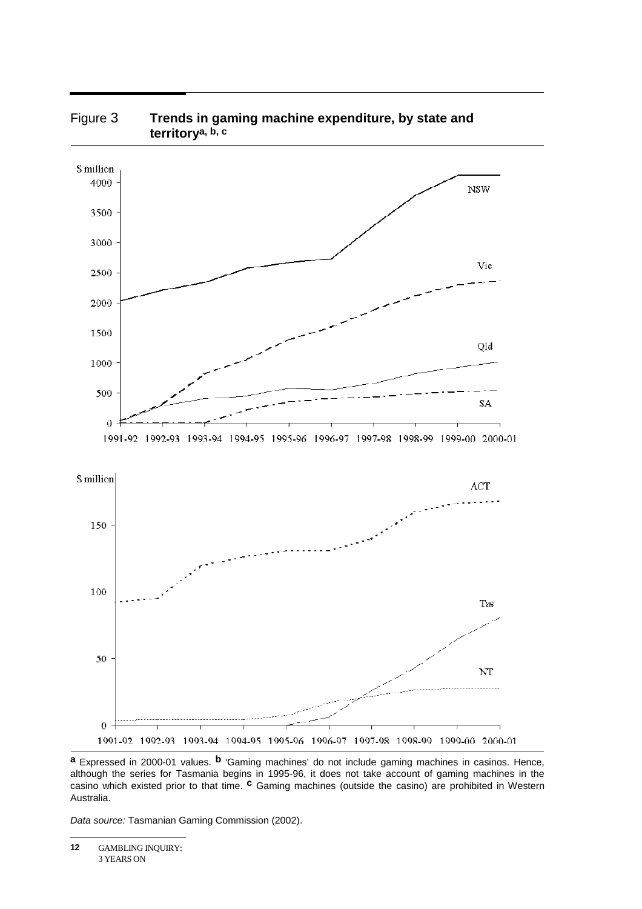Figure 3 **Trends in gaming machine expenditure, by state and territory[a, b, c]**

[a] Expressed in 2000-01 values. [b] 'Gaming machines' do not include gaming machines in casinos. Hence, although the series for Tasmania begins in 1995-96, it does not take account of gaming machines in the casino which existed prior to that time. [c] Gaming machines (outside the casino) are prohibited in Western Australia.

*Data source:* Tasmanian Gaming Commission (2002).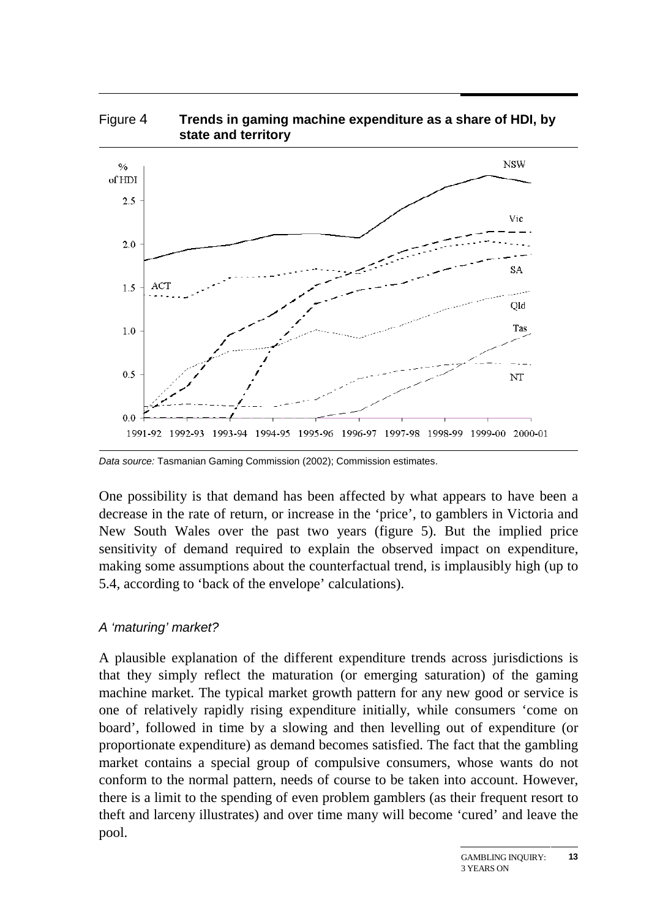Figure 4 **Trends in gaming machine expenditure as a share of HDI, by state and territory**

*Data source:* Tasmanian Gaming Commission (2002); Commission estimates.

One possibility is that demand has been affected by what appears to have been a decrease in the rate of return, or increase in the 'price', to gamblers in Victoria and New South Wales over the past two years (figure 5). But the implied price sensitivity of demand required to explain the observed impact on expenditure, making some assumptions about the counterfactual trend, is implausibly high (up to 5.4, according to 'back of the envelope' calculations).

### *A 'maturing' market?*

A plausible explanation of the different expenditure trends across jurisdictions is that they simply reflect the maturation (or emerging saturation) of the gaming machine market. The typical market growth pattern for any new good or service is one of relatively rapidly rising expenditure initially, while consumers 'come on board', followed in time by a slowing and then levelling out of expenditure (or proportionate expenditure) as demand becomes satisfied. The fact that the gambling market contains a special group of compulsive consumers, whose wants do not conform to the normal pattern, needs of course to be taken into account. However, there is a limit to the spending of even problem gamblers (as their frequent resort to theft and larceny illustrates) and over time many will become 'cured' and leave the pool.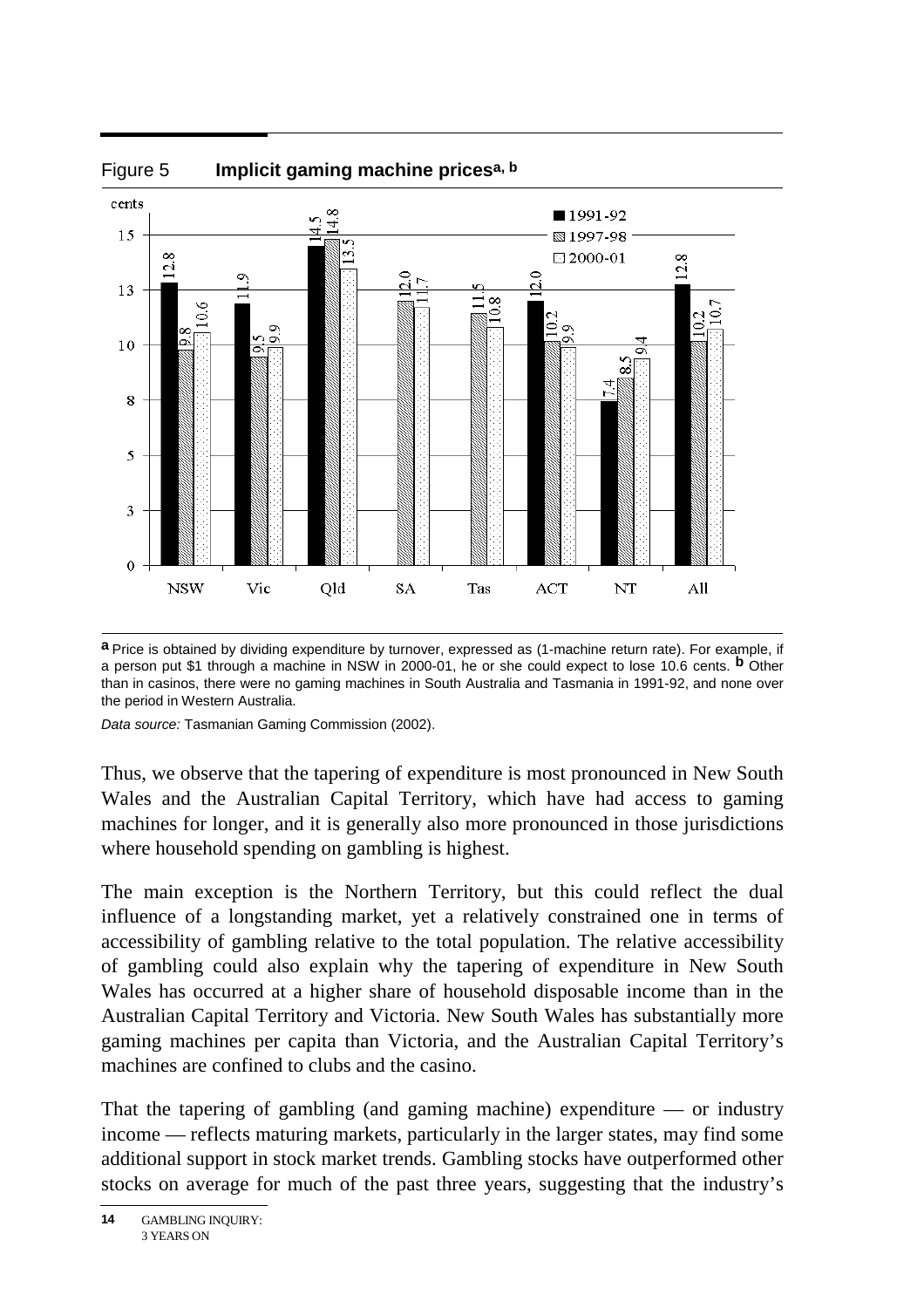Figure 5 **Implicit gaming machine prices[a, b]**

| | 1991-92 | 1997-98 | 2000-01 |
|---|---|---|---|
| NSW | 12.8 | 9.8 | 10.6 |
| Vic | 11.9 | 9.5 | 9.9 |
| Qld | 14.5 | 14.8 | 13.5 |
| SA | | 12.0 | 11.7 |
| Tas | | 11.5 | 10.8 |
| ACT | 12.0 | 10.2 | 9.9 |
| NT | 7.4 | 8.5 | 9.4 |
| All | 12.8 | 10.2 | 10.7 |

(cents)

[a] Price is obtained by dividing expenditure by turnover, expressed as (1-machine return rate). For example, if a person put $1 through a machine in NSW in 2000-01, he or she could expect to lose 10.6 cents. [b] Other than in casinos, there were no gaming machines in South Australia and Tasmania in 1991-92, and none over the period in Western Australia.

*Data source:* Tasmanian Gaming Commission (2002).

Thus, we observe that the tapering of expenditure is most pronounced in New South Wales and the Australian Capital Territory, which have had access to gaming machines for longer, and it is generally also more pronounced in those jurisdictions where household spending on gambling is highest.

The main exception is the Northern Territory, but this could reflect the dual influence of a longstanding market, yet a relatively constrained one in terms of accessibility of gambling relative to the total population. The relative accessibility of gambling could also explain why the tapering of expenditure in New South Wales has occurred at a higher share of household disposable income than in the Australian Capital Territory and Victoria. New South Wales has substantially more gaming machines per capita than Victoria, and the Australian Capital Territory's machines are confined to clubs and the casino.

That the tapering of gambling (and gaming machine) expenditure — or industry income — reflects maturing markets, particularly in the larger states, may find some additional support in stock market trends. Gambling stocks have outperformed other stocks on average for much of the past three years, suggesting that the industry's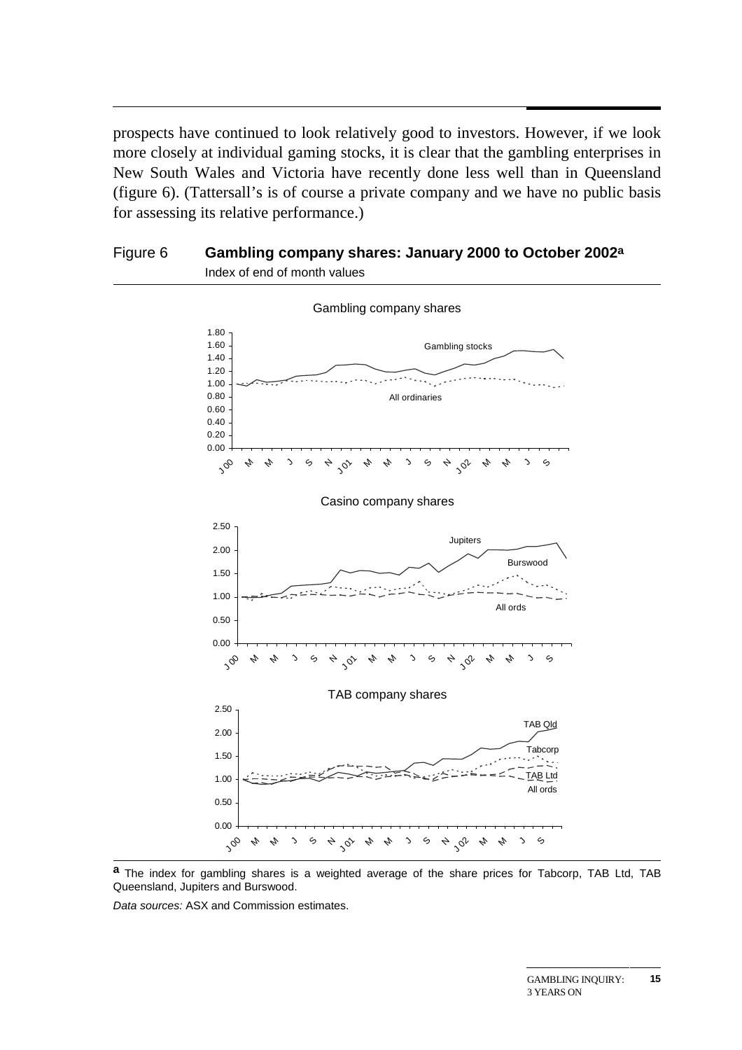prospects have continued to look relatively good to investors. However, if we look more closely at individual gaming stocks, it is clear that the gambling enterprises in New South Wales and Victoria have recently done less well than in Queensland (figure 6). (Tattersall's is of course a private company and we have no public basis for assessing its relative performance.)

**Figure 6 Gambling company shares: January 2000 to October 2002[a]**

Index of end of month values

[a] The index for gambling shares is a weighted average of the share prices for Tabcorp, TAB Ltd, TAB Queensland, Jupiters and Burswood.

*Data sources:* ASX and Commission estimates.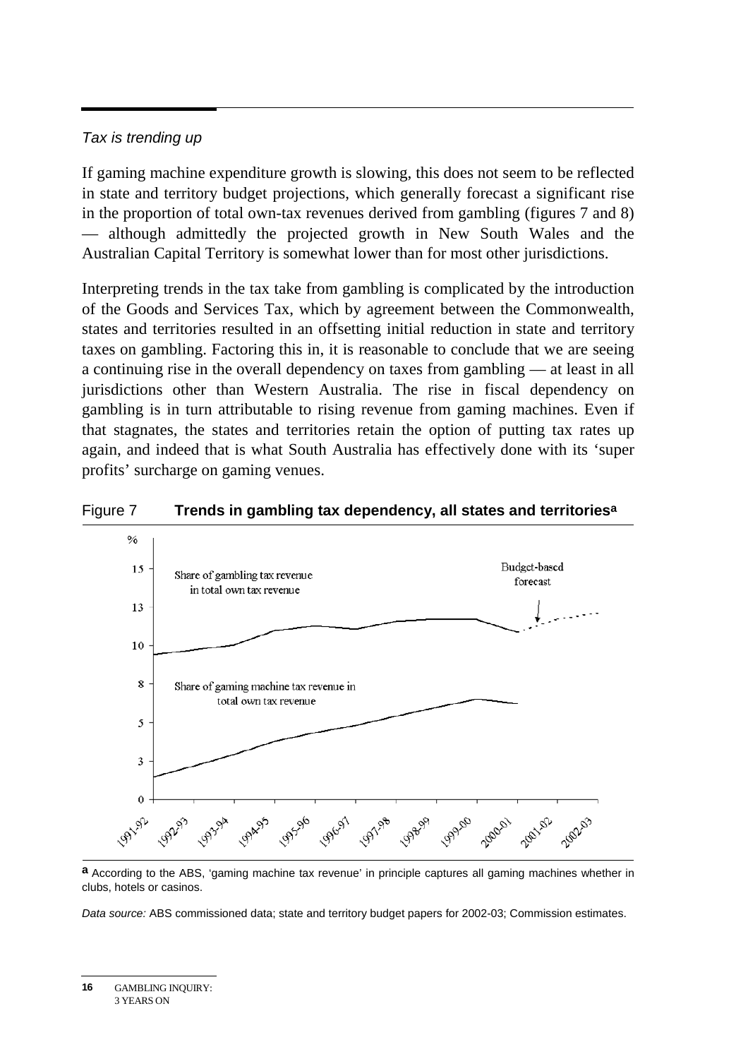*Tax is trending up*

If gaming machine expenditure growth is slowing, this does not seem to be reflected in state and territory budget projections, which generally forecast a significant rise in the proportion of total own-tax revenues derived from gambling (figures 7 and 8) — although admittedly the projected growth in New South Wales and the Australian Capital Territory is somewhat lower than for most other jurisdictions.

Interpreting trends in the tax take from gambling is complicated by the introduction of the Goods and Services Tax, which by agreement between the Commonwealth, states and territories resulted in an offsetting initial reduction in state and territory taxes on gambling. Factoring this in, it is reasonable to conclude that we are seeing a continuing rise in the overall dependency on taxes from gambling — at least in all jurisdictions other than Western Australia. The rise in fiscal dependency on gambling is in turn attributable to rising revenue from gaming machines. Even if that stagnates, the states and territories retain the option of putting tax rates up again, and indeed that is what South Australia has effectively done with its 'super profits' surcharge on gaming venues.

Figure 7 **Trends in gambling tax dependency, all states and territories[a]**

**a** According to the ABS, 'gaming machine tax revenue' in principle captures all gaming machines whether in clubs, hotels or casinos.

*Data source:* ABS commissioned data; state and territory budget papers for 2002-03; Commission estimates.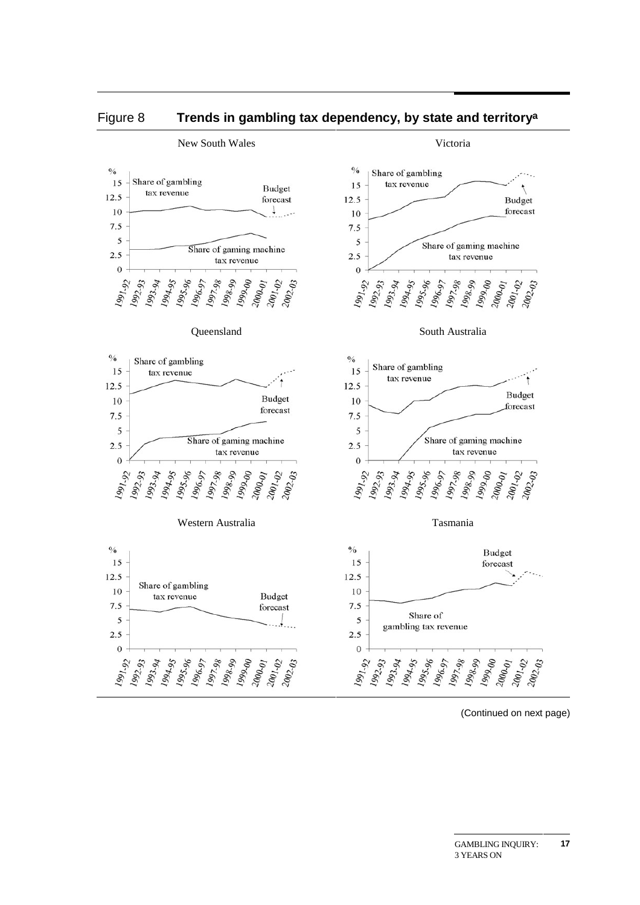## Figure 8 **Trends in gambling tax dependency, by state and territory[a]**

(Continued on next page)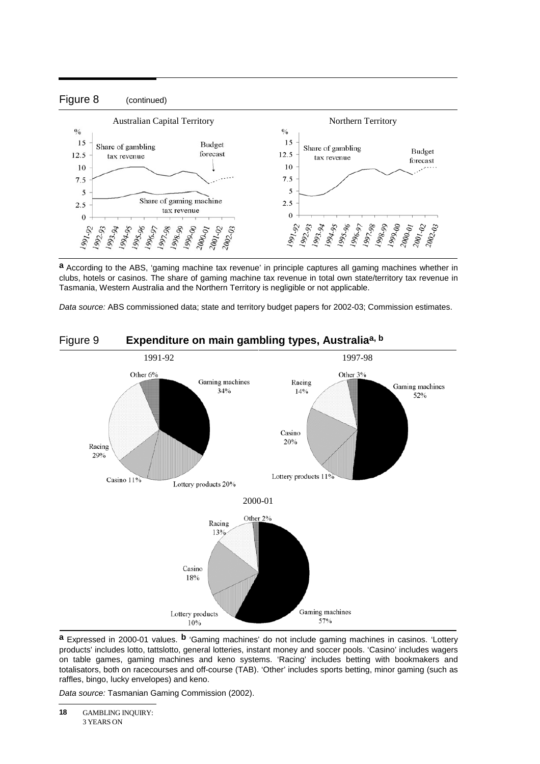Figure 8 (continued)

[a] According to the ABS, 'gaming machine tax revenue' in principle captures all gaming machines whether in clubs, hotels or casinos. The share of gaming machine tax revenue in total own state/territory tax revenue in Tasmania, Western Australia and the Northern Territory is negligible or not applicable.

*Data source:* ABS commissioned data; state and territory budget papers for 2002-03; Commission estimates.

Figure 9 **Expenditure on main gambling types, Australia[a, b]**

[a] Expressed in 2000-01 values. [b] 'Gaming machines' do not include gaming machines in casinos. 'Lottery products' includes lotto, tattslotto, general lotteries, instant money and soccer pools. 'Casino' includes wagers on table games, gaming machines and keno systems. 'Racing' includes betting with bookmakers and totalisators, both on racecourses and off-course (TAB). 'Other' includes sports betting, minor gaming (such as raffles, bingo, lucky envelopes) and keno.

*Data source:* Tasmanian Gaming Commission (2002).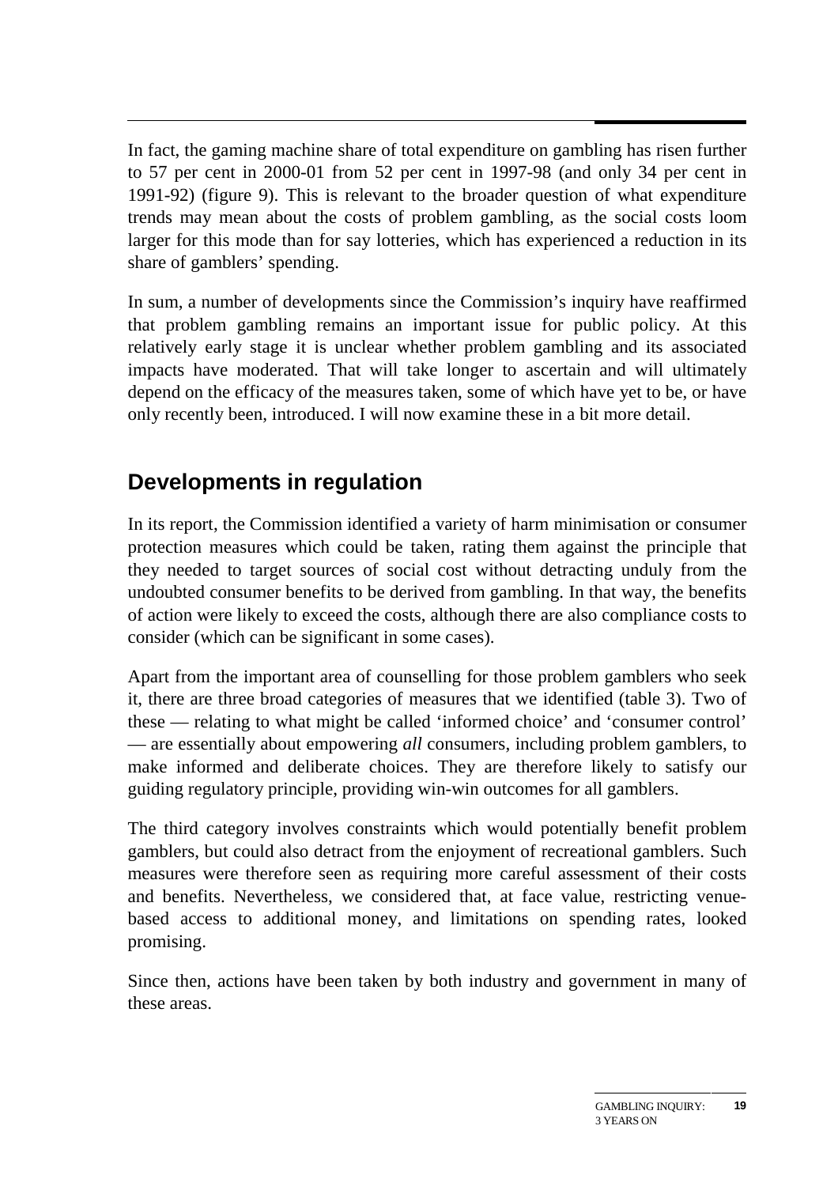In fact, the gaming machine share of total expenditure on gambling has risen further to 57 per cent in 2000-01 from 52 per cent in 1997-98 (and only 34 per cent in 1991-92) (figure 9). This is relevant to the broader question of what expenditure trends may mean about the costs of problem gambling, as the social costs loom larger for this mode than for say lotteries, which has experienced a reduction in its share of gamblers' spending.

In sum, a number of developments since the Commission's inquiry have reaffirmed that problem gambling remains an important issue for public policy. At this relatively early stage it is unclear whether problem gambling and its associated impacts have moderated. That will take longer to ascertain and will ultimately depend on the efficacy of the measures taken, some of which have yet to be, or have only recently been, introduced. I will now examine these in a bit more detail.

## Developments in regulation

In its report, the Commission identified a variety of harm minimisation or consumer protection measures which could be taken, rating them against the principle that they needed to target sources of social cost without detracting unduly from the undoubted consumer benefits to be derived from gambling. In that way, the benefits of action were likely to exceed the costs, although there are also compliance costs to consider (which can be significant in some cases).

Apart from the important area of counselling for those problem gamblers who seek it, there are three broad categories of measures that we identified (table 3). Two of these — relating to what might be called 'informed choice' and 'consumer control' — are essentially about empowering *all* consumers, including problem gamblers, to make informed and deliberate choices. They are therefore likely to satisfy our guiding regulatory principle, providing win-win outcomes for all gamblers.

The third category involves constraints which would potentially benefit problem gamblers, but could also detract from the enjoyment of recreational gamblers. Such measures were therefore seen as requiring more careful assessment of their costs and benefits. Nevertheless, we considered that, at face value, restricting venue-based access to additional money, and limitations on spending rates, looked promising.

Since then, actions have been taken by both industry and government in many of these areas.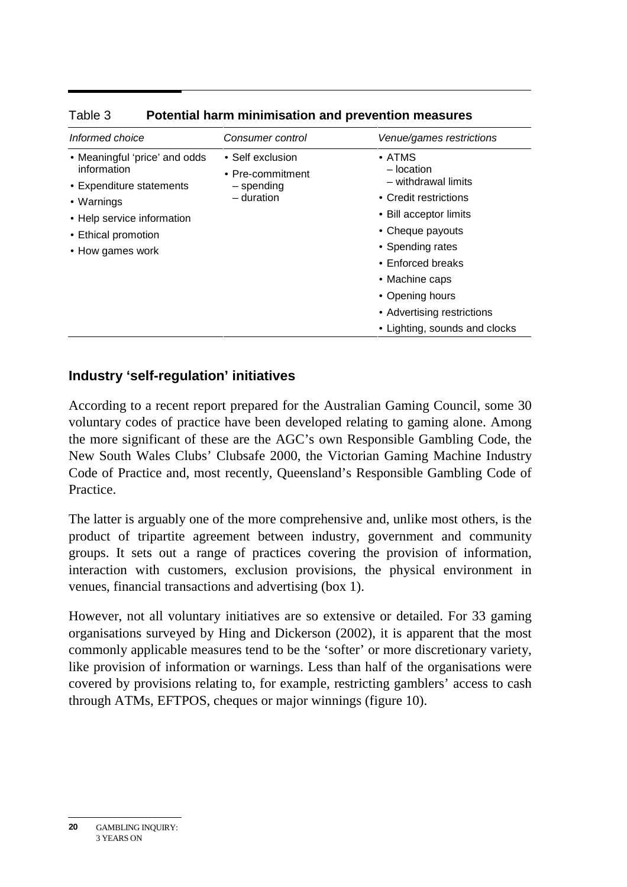Table 3 **Potential harm minimisation and prevention measures**

| *Informed choice* | *Consumer control* | *Venue/games restrictions* |
|---|---|---|
| • Meaningful 'price' and odds information<br>• Expenditure statements<br>• Warnings<br>• Help service information<br>• Ethical promotion<br>• How games work | • Self exclusion<br>• Pre-commitment<br>– spending<br>– duration | • ATMS<br>– location<br>– withdrawal limits<br>• Credit restrictions<br>• Bill acceptor limits<br>• Cheque payouts<br>• Spending rates<br>• Enforced breaks<br>• Machine caps<br>• Opening hours<br>• Advertising restrictions<br>• Lighting, sounds and clocks |

### Industry 'self-regulation' initiatives

According to a recent report prepared for the Australian Gaming Council, some 30 voluntary codes of practice have been developed relating to gaming alone. Among the more significant of these are the AGC's own Responsible Gambling Code, the New South Wales Clubs' Clubsafe 2000, the Victorian Gaming Machine Industry Code of Practice and, most recently, Queensland's Responsible Gambling Code of Practice.

The latter is arguably one of the more comprehensive and, unlike most others, is the product of tripartite agreement between industry, government and community groups. It sets out a range of practices covering the provision of information, interaction with customers, exclusion provisions, the physical environment in venues, financial transactions and advertising (box 1).

However, not all voluntary initiatives are so extensive or detailed. For 33 gaming organisations surveyed by Hing and Dickerson (2002), it is apparent that the most commonly applicable measures tend to be the 'softer' or more discretionary variety, like provision of information or warnings. Less than half of the organisations were covered by provisions relating to, for example, restricting gamblers' access to cash through ATMs, EFTPOS, cheques or major winnings (figure 10).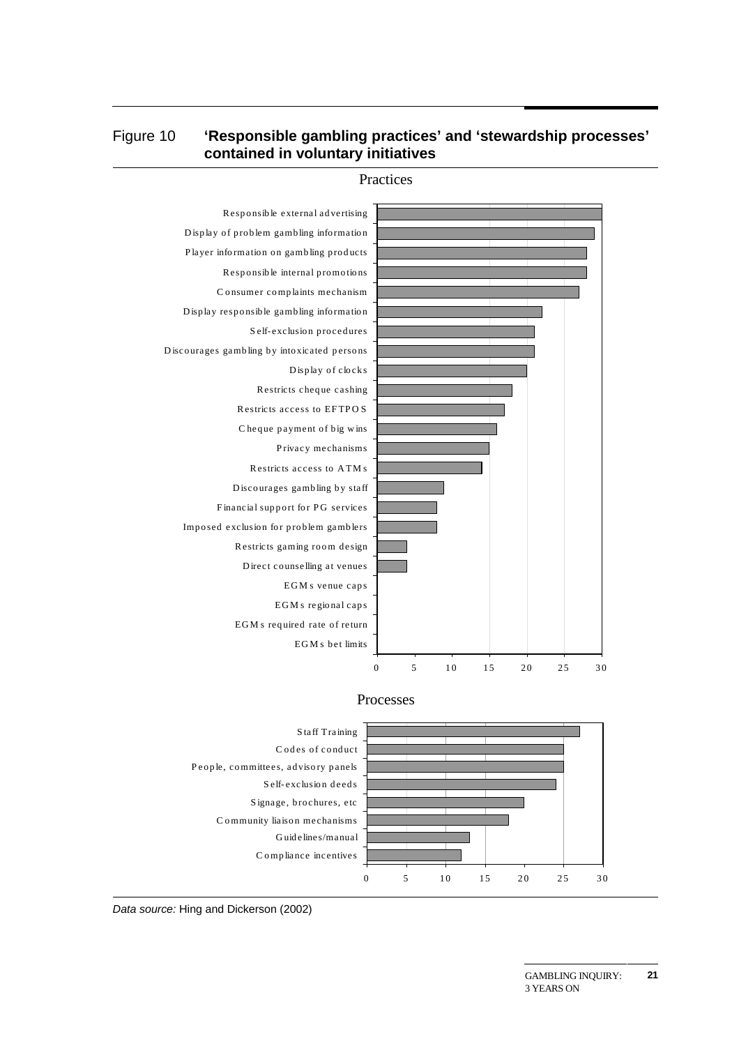Figure 10 **'Responsible gambling practices' and 'stewardship processes' contained in voluntary initiatives**

Practices

| Practice | Value |
|---|---|
| Responsible external advertising | 30 |
| Display of problem gambling information | 29 |
| Player information on gambling products | 28 |
| Responsible internal promotions | 28 |
| Consumer complaints mechanism | 27 |
| Display responsible gambling information | 22 |
| Self-exclusion procedures | 21 |
| Discourages gambling by intoxicated persons | 21 |
| Display of clocks | 20 |
| Restricts cheque cashing | 18 |
| Restricts access to EFTPOS | 17 |
| Cheque payment of big wins | 16 |
| Privacy mechanisms | 15 |
| Restricts access to ATMs | 14 |
| Discourages gambling by staff | 9 |
| Financial support for PG services | 8 |
| Imposed exclusion for problem gamblers | 8 |
| Restricts gaming room design | 4 |
| Direct counselling at venues | 4 |
| EGMs venue caps | 0 |
| EGMs regional caps | 0 |
| EGMs required rate of return | 0 |
| EGMs bet limits | 0 |

Processes

| Process | Value |
|---|---|
| Staff Training | 27 |
| Codes of conduct | 25 |
| People, committees, advisory panels | 25 |
| Self-exclusion deeds | 24 |
| Signage, brochures, etc | 20 |
| Community liaison mechanisms | 18 |
| Guidelines/manual | 13 |
| Compliance incentives | 12 |

*Data source:* Hing and Dickerson (2002)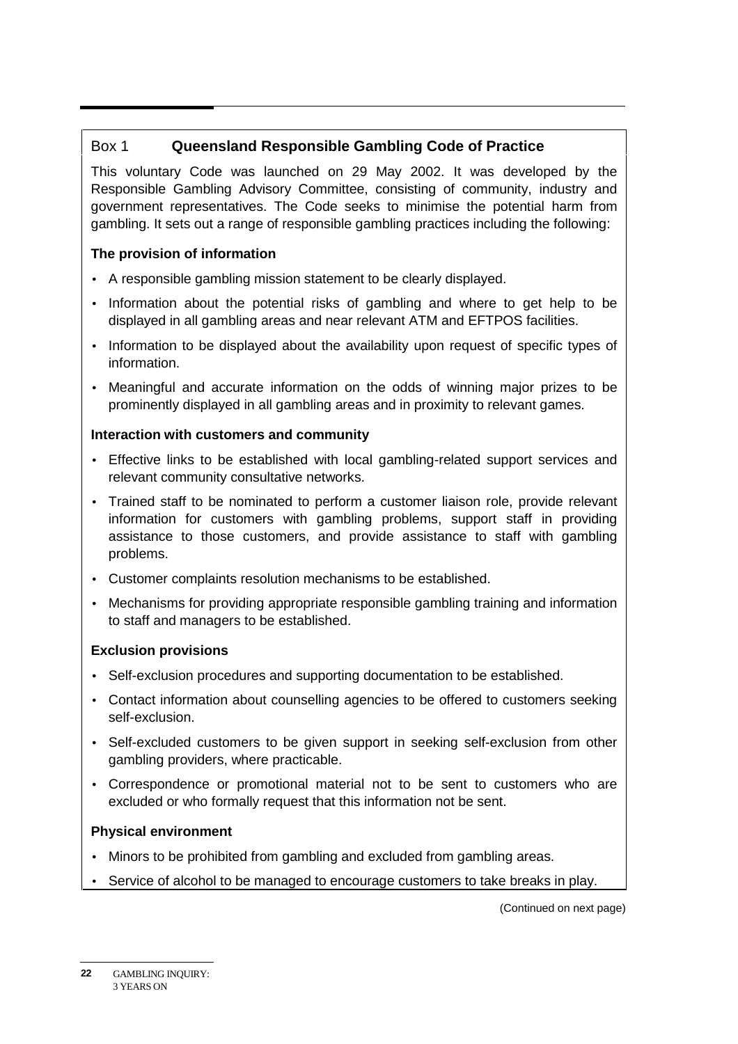## Box 1 Queensland Responsible Gambling Code of Practice

This voluntary Code was launched on 29 May 2002. It was developed by the Responsible Gambling Advisory Committee, consisting of community, industry and government representatives. The Code seeks to minimise the potential harm from gambling. It sets out a range of responsible gambling practices including the following:

**The provision of information**

- A responsible gambling mission statement to be clearly displayed.
- Information about the potential risks of gambling and where to get help to be displayed in all gambling areas and near relevant ATM and EFTPOS facilities.
- Information to be displayed about the availability upon request of specific types of information.
- Meaningful and accurate information on the odds of winning major prizes to be prominently displayed in all gambling areas and in proximity to relevant games.

**Interaction with customers and community**

- Effective links to be established with local gambling-related support services and relevant community consultative networks.
- Trained staff to be nominated to perform a customer liaison role, provide relevant information for customers with gambling problems, support staff in providing assistance to those customers, and provide assistance to staff with gambling problems.
- Customer complaints resolution mechanisms to be established.
- Mechanisms for providing appropriate responsible gambling training and information to staff and managers to be established.

**Exclusion provisions**

- Self-exclusion procedures and supporting documentation to be established.
- Contact information about counselling agencies to be offered to customers seeking self-exclusion.
- Self-excluded customers to be given support in seeking self-exclusion from other gambling providers, where practicable.
- Correspondence or promotional material not to be sent to customers who are excluded or who formally request that this information not be sent.

**Physical environment**

- Minors to be prohibited from gambling and excluded from gambling areas.
- Service of alcohol to be managed to encourage customers to take breaks in play.

(Continued on next page)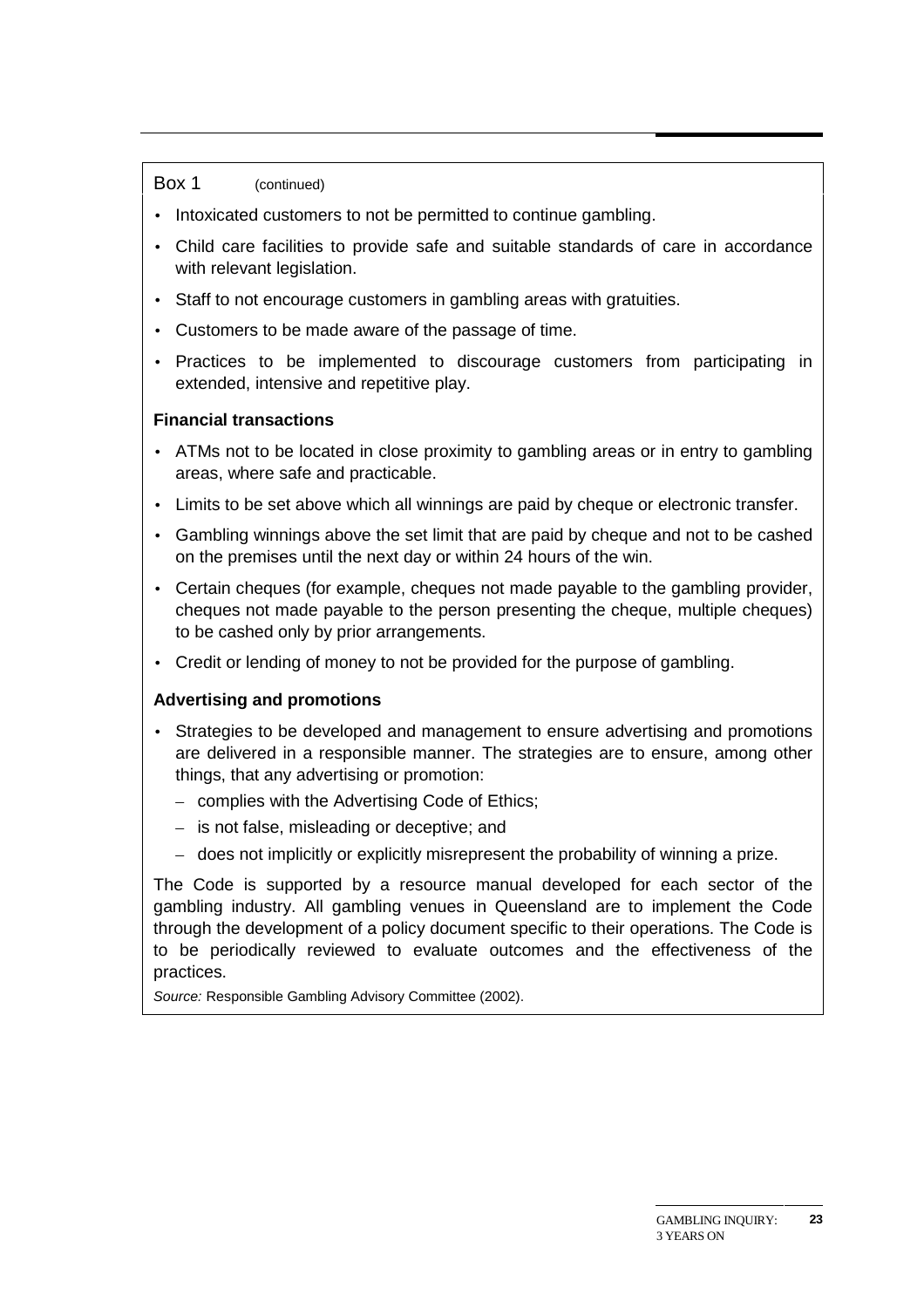Box 1 (continued)

- Intoxicated customers to not be permitted to continue gambling.
- Child care facilities to provide safe and suitable standards of care in accordance with relevant legislation.
- Staff to not encourage customers in gambling areas with gratuities.
- Customers to be made aware of the passage of time.
- Practices to be implemented to discourage customers from participating in extended, intensive and repetitive play.

**Financial transactions**

- ATMs not to be located in close proximity to gambling areas or in entry to gambling areas, where safe and practicable.
- Limits to be set above which all winnings are paid by cheque or electronic transfer.
- Gambling winnings above the set limit that are paid by cheque and not to be cashed on the premises until the next day or within 24 hours of the win.
- Certain cheques (for example, cheques not made payable to the gambling provider, cheques not made payable to the person presenting the cheque, multiple cheques) to be cashed only by prior arrangements.
- Credit or lending of money to not be provided for the purpose of gambling.

**Advertising and promotions**

- Strategies to be developed and management to ensure advertising and promotions are delivered in a responsible manner. The strategies are to ensure, among other things, that any advertising or promotion:
  - complies with the Advertising Code of Ethics;
  - is not false, misleading or deceptive; and
  - does not implicitly or explicitly misrepresent the probability of winning a prize.

The Code is supported by a resource manual developed for each sector of the gambling industry. All gambling venues in Queensland are to implement the Code through the development of a policy document specific to their operations. The Code is to be periodically reviewed to evaluate outcomes and the effectiveness of the practices.

*Source:* Responsible Gambling Advisory Committee (2002).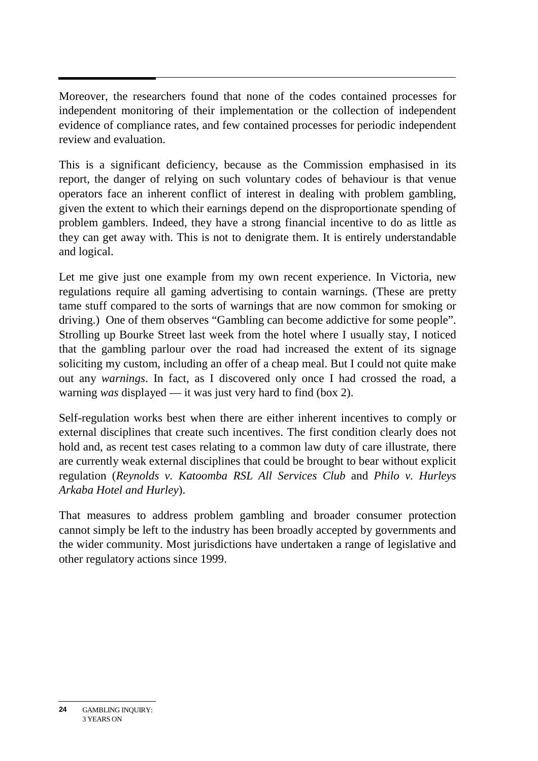Moreover, the researchers found that none of the codes contained processes for independent monitoring of their implementation or the collection of independent evidence of compliance rates, and few contained processes for periodic independent review and evaluation.

This is a significant deficiency, because as the Commission emphasised in its report, the danger of relying on such voluntary codes of behaviour is that venue operators face an inherent conflict of interest in dealing with problem gambling, given the extent to which their earnings depend on the disproportionate spending of problem gamblers. Indeed, they have a strong financial incentive to do as little as they can get away with. This is not to denigrate them. It is entirely understandable and logical.

Let me give just one example from my own recent experience. In Victoria, new regulations require all gaming advertising to contain warnings. (These are pretty tame stuff compared to the sorts of warnings that are now common for smoking or driving.) One of them observes "Gambling can become addictive for some people". Strolling up Bourke Street last week from the hotel where I usually stay, I noticed that the gambling parlour over the road had increased the extent of its signage soliciting my custom, including an offer of a cheap meal. But I could not quite make out any *warnings*. In fact, as I discovered only once I had crossed the road, a warning *was* displayed — it was just very hard to find (box 2).

Self-regulation works best when there are either inherent incentives to comply or external disciplines that create such incentives. The first condition clearly does not hold and, as recent test cases relating to a common law duty of care illustrate, there are currently weak external disciplines that could be brought to bear without explicit regulation (*Reynolds v. Katoomba RSL All Services Club* and *Philo v. Hurleys Arkaba Hotel and Hurley*).

That measures to address problem gambling and broader consumer protection cannot simply be left to the industry has been broadly accepted by governments and the wider community. Most jurisdictions have undertaken a range of legislative and other regulatory actions since 1999.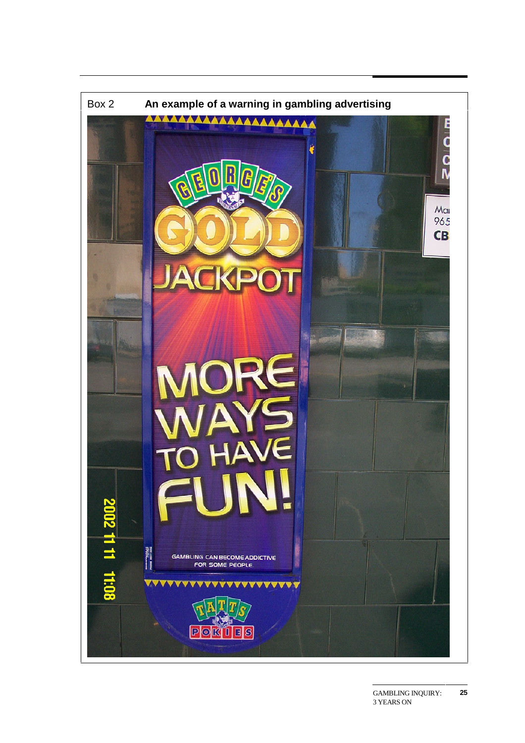Box 2 **An example of a warning in gambling advertising**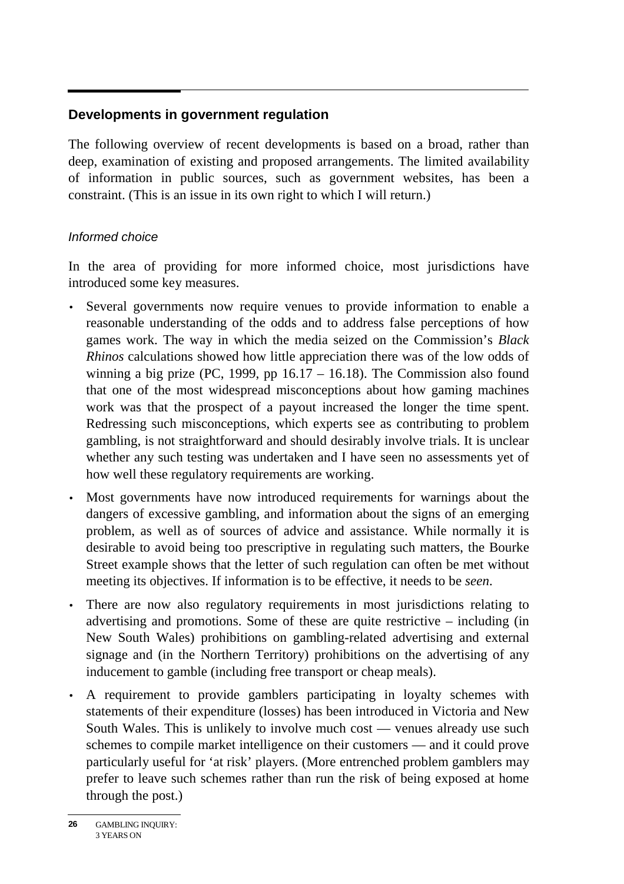## Developments in government regulation

The following overview of recent developments is based on a broad, rather than deep, examination of existing and proposed arrangements. The limited availability of information in public sources, such as government websites, has been a constraint. (This is an issue in its own right to which I will return.)

### *Informed choice*

In the area of providing for more informed choice, most jurisdictions have introduced some key measures.

- Several governments now require venues to provide information to enable a reasonable understanding of the odds and to address false perceptions of how games work. The way in which the media seized on the Commission's *Black Rhinos* calculations showed how little appreciation there was of the low odds of winning a big prize (PC, 1999, pp 16.17 – 16.18). The Commission also found that one of the most widespread misconceptions about how gaming machines work was that the prospect of a payout increased the longer the time spent. Redressing such misconceptions, which experts see as contributing to problem gambling, is not straightforward and should desirably involve trials. It is unclear whether any such testing was undertaken and I have seen no assessments yet of how well these regulatory requirements are working.
- Most governments have now introduced requirements for warnings about the dangers of excessive gambling, and information about the signs of an emerging problem, as well as of sources of advice and assistance. While normally it is desirable to avoid being too prescriptive in regulating such matters, the Bourke Street example shows that the letter of such regulation can often be met without meeting its objectives. If information is to be effective, it needs to be *seen*.
- There are now also regulatory requirements in most jurisdictions relating to advertising and promotions. Some of these are quite restrictive – including (in New South Wales) prohibitions on gambling-related advertising and external signage and (in the Northern Territory) prohibitions on the advertising of any inducement to gamble (including free transport or cheap meals).
- A requirement to provide gamblers participating in loyalty schemes with statements of their expenditure (losses) has been introduced in Victoria and New South Wales. This is unlikely to involve much cost — venues already use such schemes to compile market intelligence on their customers — and it could prove particularly useful for 'at risk' players. (More entrenched problem gamblers may prefer to leave such schemes rather than run the risk of being exposed at home through the post.)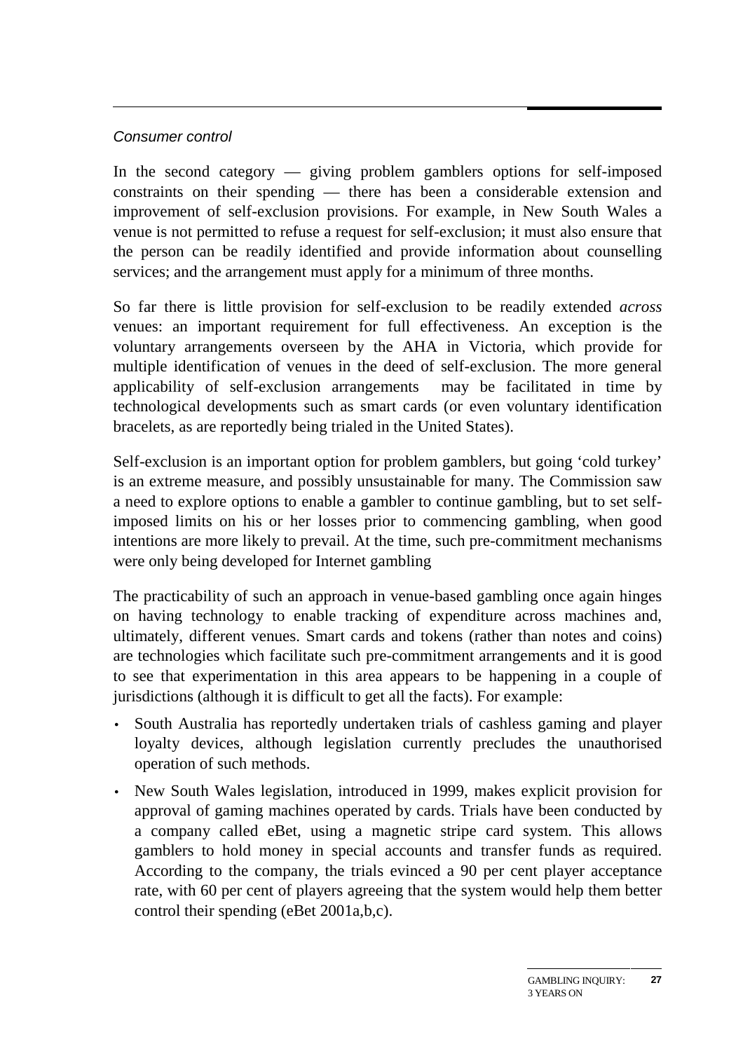*Consumer control*

In the second category — giving problem gamblers options for self-imposed constraints on their spending — there has been a considerable extension and improvement of self-exclusion provisions. For example, in New South Wales a venue is not permitted to refuse a request for self-exclusion; it must also ensure that the person can be readily identified and provide information about counselling services; and the arrangement must apply for a minimum of three months.

So far there is little provision for self-exclusion to be readily extended *across* venues: an important requirement for full effectiveness. An exception is the voluntary arrangements overseen by the AHA in Victoria, which provide for multiple identification of venues in the deed of self-exclusion. The more general applicability of self-exclusion arrangements may be facilitated in time by technological developments such as smart cards (or even voluntary identification bracelets, as are reportedly being trialed in the United States).

Self-exclusion is an important option for problem gamblers, but going 'cold turkey' is an extreme measure, and possibly unsustainable for many. The Commission saw a need to explore options to enable a gambler to continue gambling, but to set self-imposed limits on his or her losses prior to commencing gambling, when good intentions are more likely to prevail. At the time, such pre-commitment mechanisms were only being developed for Internet gambling

The practicability of such an approach in venue-based gambling once again hinges on having technology to enable tracking of expenditure across machines and, ultimately, different venues. Smart cards and tokens (rather than notes and coins) are technologies which facilitate such pre-commitment arrangements and it is good to see that experimentation in this area appears to be happening in a couple of jurisdictions (although it is difficult to get all the facts). For example:

- South Australia has reportedly undertaken trials of cashless gaming and player loyalty devices, although legislation currently precludes the unauthorised operation of such methods.
- New South Wales legislation, introduced in 1999, makes explicit provision for approval of gaming machines operated by cards. Trials have been conducted by a company called eBet, using a magnetic stripe card system. This allows gamblers to hold money in special accounts and transfer funds as required. According to the company, the trials evinced a 90 per cent player acceptance rate, with 60 per cent of players agreeing that the system would help them better control their spending (eBet 2001a,b,c).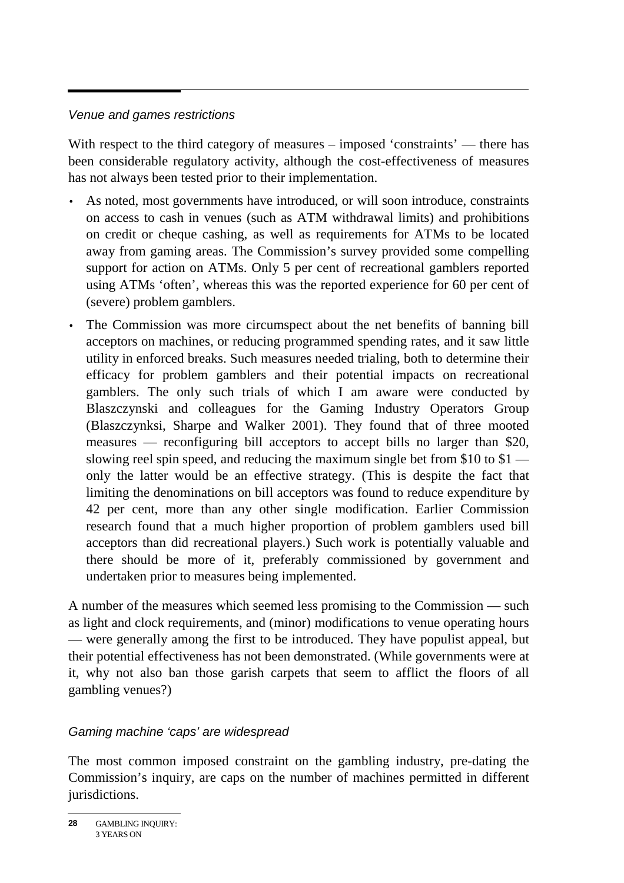*Venue and games restrictions*

With respect to the third category of measures – imposed 'constraints' — there has been considerable regulatory activity, although the cost-effectiveness of measures has not always been tested prior to their implementation.

- As noted, most governments have introduced, or will soon introduce, constraints on access to cash in venues (such as ATM withdrawal limits) and prohibitions on credit or cheque cashing, as well as requirements for ATMs to be located away from gaming areas. The Commission's survey provided some compelling support for action on ATMs. Only 5 per cent of recreational gamblers reported using ATMs 'often', whereas this was the reported experience for 60 per cent of (severe) problem gamblers.
- The Commission was more circumspect about the net benefits of banning bill acceptors on machines, or reducing programmed spending rates, and it saw little utility in enforced breaks. Such measures needed trialing, both to determine their efficacy for problem gamblers and their potential impacts on recreational gamblers. The only such trials of which I am aware were conducted by Blaszczynski and colleagues for the Gaming Industry Operators Group (Blaszczynksi, Sharpe and Walker 2001). They found that of three mooted measures — reconfiguring bill acceptors to accept bills no larger than $20, slowing reel spin speed, and reducing the maximum single bet from $10 to $1 — only the latter would be an effective strategy. (This is despite the fact that limiting the denominations on bill acceptors was found to reduce expenditure by 42 per cent, more than any other single modification. Earlier Commission research found that a much higher proportion of problem gamblers used bill acceptors than did recreational players.) Such work is potentially valuable and there should be more of it, preferably commissioned by government and undertaken prior to measures being implemented.

A number of the measures which seemed less promising to the Commission — such as light and clock requirements, and (minor) modifications to venue operating hours — were generally among the first to be introduced. They have populist appeal, but their potential effectiveness has not been demonstrated. (While governments were at it, why not also ban those garish carpets that seem to afflict the floors of all gambling venues?)

*Gaming machine 'caps' are widespread*

The most common imposed constraint on the gambling industry, pre-dating the Commission's inquiry, are caps on the number of machines permitted in different jurisdictions.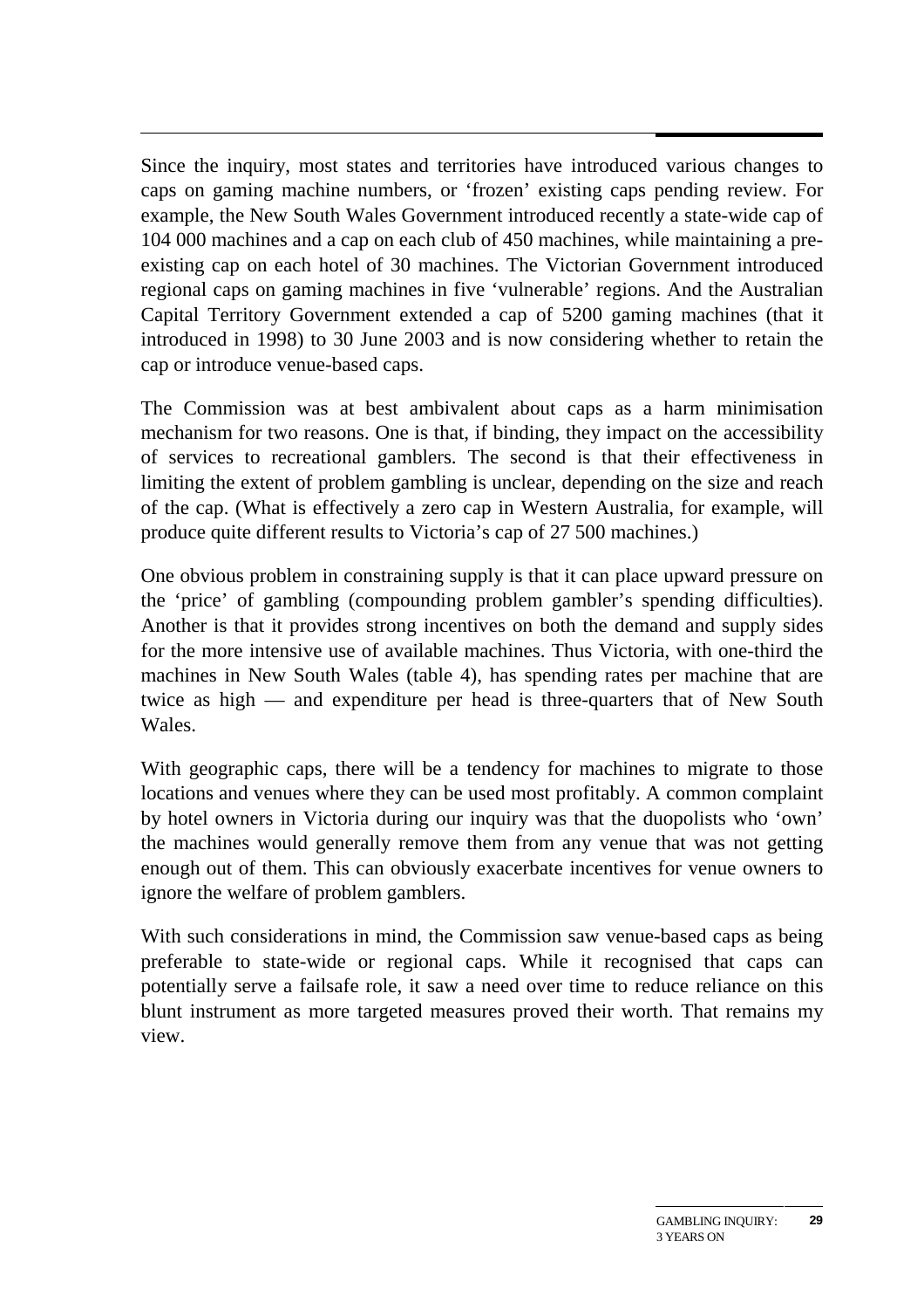Since the inquiry, most states and territories have introduced various changes to caps on gaming machine numbers, or 'frozen' existing caps pending review. For example, the New South Wales Government introduced recently a state-wide cap of 104 000 machines and a cap on each club of 450 machines, while maintaining a pre-existing cap on each hotel of 30 machines. The Victorian Government introduced regional caps on gaming machines in five 'vulnerable' regions. And the Australian Capital Territory Government extended a cap of 5200 gaming machines (that it introduced in 1998) to 30 June 2003 and is now considering whether to retain the cap or introduce venue-based caps.

The Commission was at best ambivalent about caps as a harm minimisation mechanism for two reasons. One is that, if binding, they impact on the accessibility of services to recreational gamblers. The second is that their effectiveness in limiting the extent of problem gambling is unclear, depending on the size and reach of the cap. (What is effectively a zero cap in Western Australia, for example, will produce quite different results to Victoria's cap of 27 500 machines.)

One obvious problem in constraining supply is that it can place upward pressure on the 'price' of gambling (compounding problem gambler's spending difficulties). Another is that it provides strong incentives on both the demand and supply sides for the more intensive use of available machines. Thus Victoria, with one-third the machines in New South Wales (table 4), has spending rates per machine that are twice as high — and expenditure per head is three-quarters that of New South Wales.

With geographic caps, there will be a tendency for machines to migrate to those locations and venues where they can be used most profitably. A common complaint by hotel owners in Victoria during our inquiry was that the duopolists who 'own' the machines would generally remove them from any venue that was not getting enough out of them. This can obviously exacerbate incentives for venue owners to ignore the welfare of problem gamblers.

With such considerations in mind, the Commission saw venue-based caps as being preferable to state-wide or regional caps. While it recognised that caps can potentially serve a failsafe role, it saw a need over time to reduce reliance on this blunt instrument as more targeted measures proved their worth. That remains my view.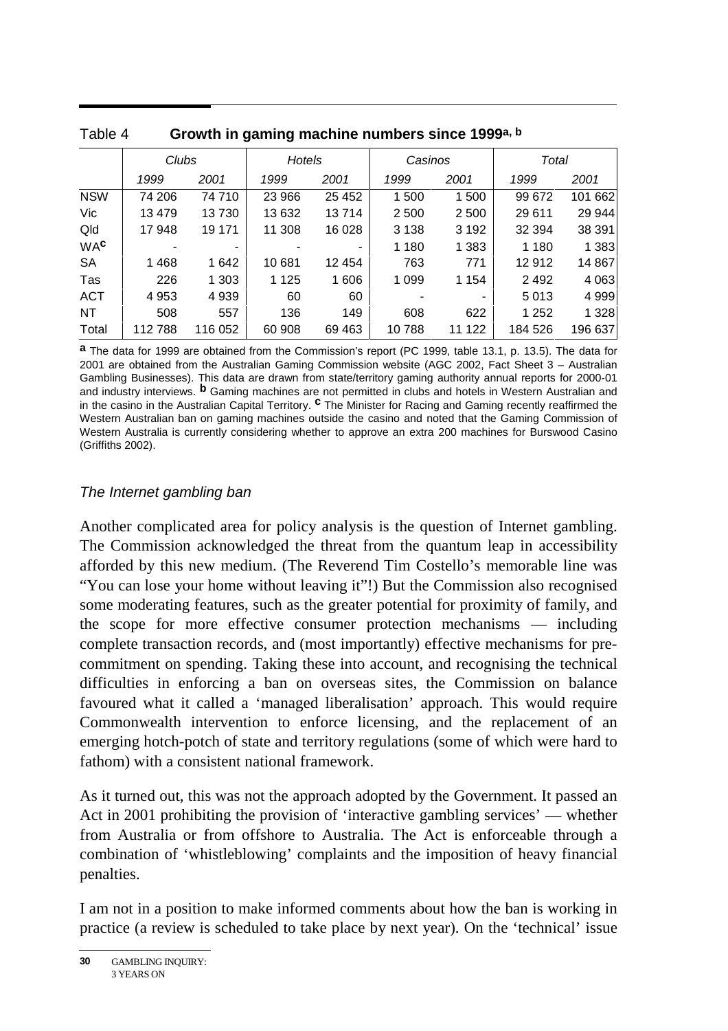Table 4 **Growth in gaming machine numbers since 1999**[a, b]

| | *Clubs* | | *Hotels* | | *Casinos* | | *Total* | |
|---|---|---|---|---|---|---|---|---|
| | *1999* | *2001* | *1999* | *2001* | *1999* | *2001* | *1999* | *2001* |
| NSW | 74 206 | 74 710 | 23 966 | 25 452 | 1 500 | 1 500 | 99 672 | 101 662 |
| Vic | 13 479 | 13 730 | 13 632 | 13 714 | 2 500 | 2 500 | 29 611 | 29 944 |
| Qld | 17 948 | 19 171 | 11 308 | 16 028 | 3 138 | 3 192 | 32 394 | 38 391 |
| WA[c] | - | - | - | - | 1 180 | 1 383 | 1 180 | 1 383 |
| SA | 1 468 | 1 642 | 10 681 | 12 454 | 763 | 771 | 12 912 | 14 867 |
| Tas | 226 | 1 303 | 1 125 | 1 606 | 1 099 | 1 154 | 2 492 | 4 063 |
| ACT | 4 953 | 4 939 | 60 | 60 | - | - | 5 013 | 4 999 |
| NT | 508 | 557 | 136 | 149 | 608 | 622 | 1 252 | 1 328 |
| Total | 112 788 | 116 052 | 60 908 | 69 463 | 10 788 | 11 122 | 184 526 | 196 637 |

**a** The data for 1999 are obtained from the Commission's report (PC 1999, table 13.1, p. 13.5). The data for 2001 are obtained from the Australian Gaming Commission website (AGC 2002, Fact Sheet 3 – Australian Gambling Businesses). This data are drawn from state/territory gaming authority annual reports for 2000-01 and industry interviews. **b** Gaming machines are not permitted in clubs and hotels in Western Australian and in the casino in the Australian Capital Territory. **c** The Minister for Racing and Gaming recently reaffirmed the Western Australian ban on gaming machines outside the casino and noted that the Gaming Commission of Western Australia is currently considering whether to approve an extra 200 machines for Burswood Casino (Griffiths 2002).

### *The Internet gambling ban*

Another complicated area for policy analysis is the question of Internet gambling. The Commission acknowledged the threat from the quantum leap in accessibility afforded by this new medium. (The Reverend Tim Costello's memorable line was "You can lose your home without leaving it"!) But the Commission also recognised some moderating features, such as the greater potential for proximity of family, and the scope for more effective consumer protection mechanisms — including complete transaction records, and (most importantly) effective mechanisms for pre-commitment on spending. Taking these into account, and recognising the technical difficulties in enforcing a ban on overseas sites, the Commission on balance favoured what it called a 'managed liberalisation' approach. This would require Commonwealth intervention to enforce licensing, and the replacement of an emerging hotch-potch of state and territory regulations (some of which were hard to fathom) with a consistent national framework.

As it turned out, this was not the approach adopted by the Government. It passed an Act in 2001 prohibiting the provision of 'interactive gambling services' — whether from Australia or from offshore to Australia. The Act is enforceable through a combination of 'whistleblowing' complaints and the imposition of heavy financial penalties.

I am not in a position to make informed comments about how the ban is working in practice (a review is scheduled to take place by next year). On the 'technical' issue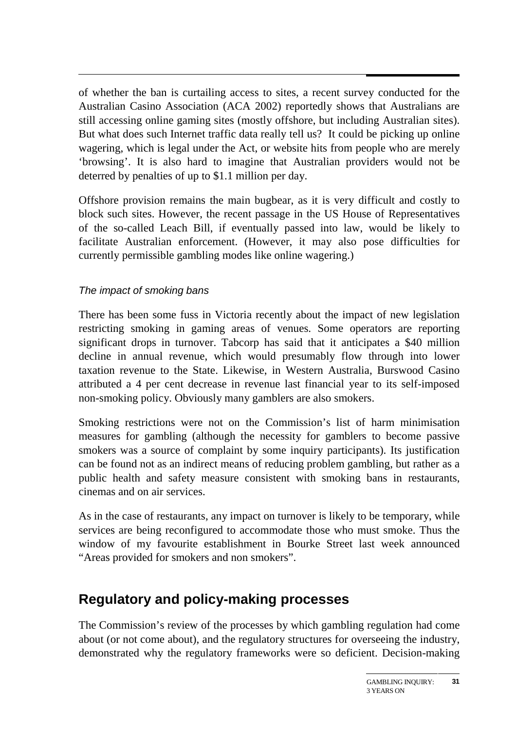of whether the ban is curtailing access to sites, a recent survey conducted for the Australian Casino Association (ACA 2002) reportedly shows that Australians are still accessing online gaming sites (mostly offshore, but including Australian sites). But what does such Internet traffic data really tell us? It could be picking up online wagering, which is legal under the Act, or website hits from people who are merely ‘browsing’. It is also hard to imagine that Australian providers would not be deterred by penalties of up to $1.1 million per day.

Offshore provision remains the main bugbear, as it is very difficult and costly to block such sites. However, the recent passage in the US House of Representatives of the so-called Leach Bill, if eventually passed into law, would be likely to facilitate Australian enforcement. (However, it may also pose difficulties for currently permissible gambling modes like online wagering.)

*The impact of smoking bans*

There has been some fuss in Victoria recently about the impact of new legislation restricting smoking in gaming areas of venues. Some operators are reporting significant drops in turnover. Tabcorp has said that it anticipates a $40 million decline in annual revenue, which would presumably flow through into lower taxation revenue to the State. Likewise, in Western Australia, Burswood Casino attributed a 4 per cent decrease in revenue last financial year to its self-imposed non-smoking policy. Obviously many gamblers are also smokers.

Smoking restrictions were not on the Commission’s list of harm minimisation measures for gambling (although the necessity for gamblers to become passive smokers was a source of complaint by some inquiry participants). Its justification can be found not as an indirect means of reducing problem gambling, but rather as a public health and safety measure consistent with smoking bans in restaurants, cinemas and on air services.

As in the case of restaurants, any impact on turnover is likely to be temporary, while services are being reconfigured to accommodate those who must smoke. Thus the window of my favourite establishment in Bourke Street last week announced “Areas provided for smokers and non smokers”.

## Regulatory and policy-making processes

The Commission’s review of the processes by which gambling regulation had come about (or not come about), and the regulatory structures for overseeing the industry, demonstrated why the regulatory frameworks were so deficient. Decision-making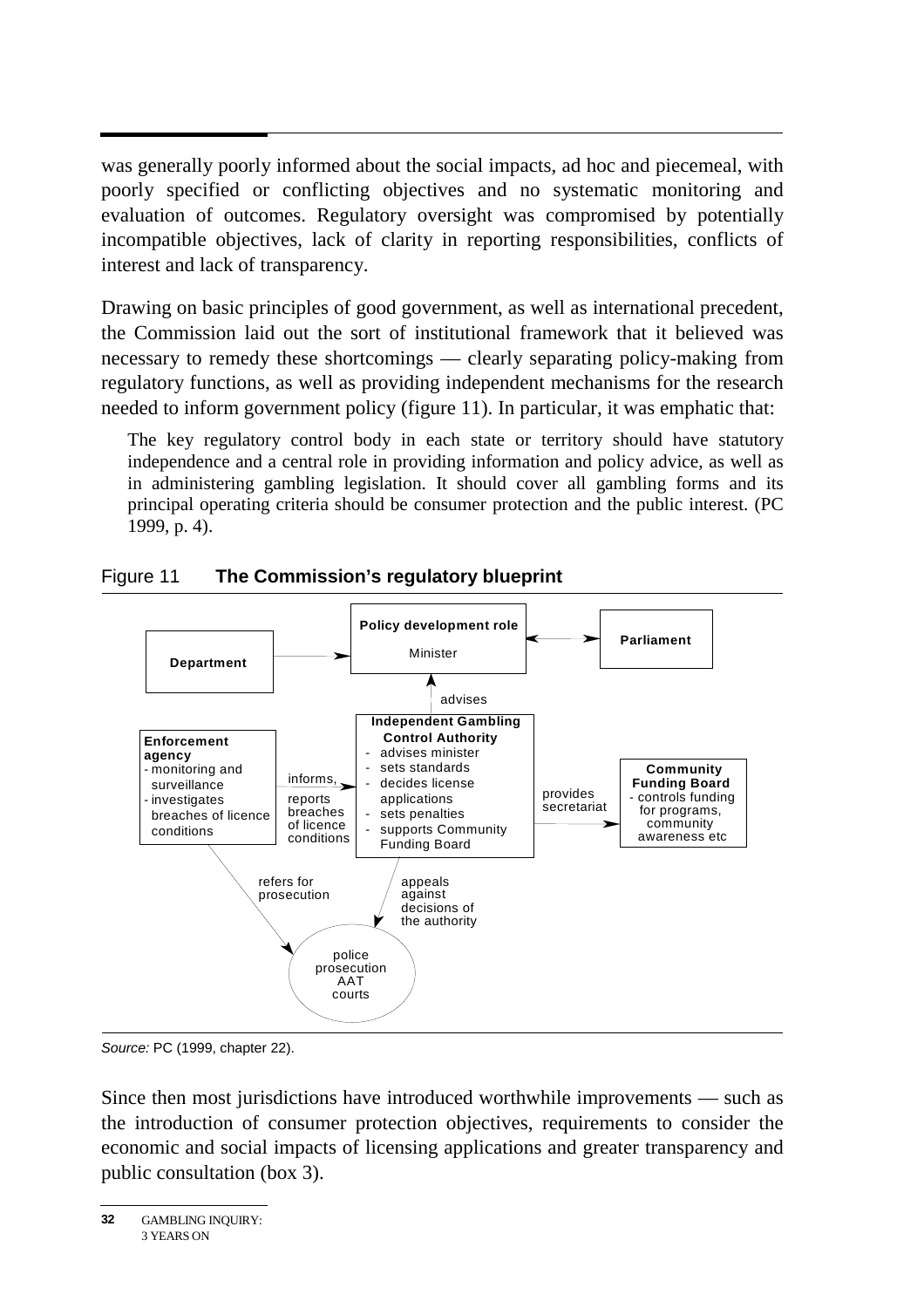was generally poorly informed about the social impacts, ad hoc and piecemeal, with poorly specified or conflicting objectives and no systematic monitoring and evaluation of outcomes. Regulatory oversight was compromised by potentially incompatible objectives, lack of clarity in reporting responsibilities, conflicts of interest and lack of transparency.

Drawing on basic principles of good government, as well as international precedent, the Commission laid out the sort of institutional framework that it believed was necessary to remedy these shortcomings — clearly separating policy-making from regulatory functions, as well as providing independent mechanisms for the research needed to inform government policy (figure 11). In particular, it was emphatic that:

> The key regulatory control body in each state or territory should have statutory independence and a central role in providing information and policy advice, as well as in administering gambling legislation. It should cover all gambling forms and its principal operating criteria should be consumer protection and the public interest. (PC 1999, p. 4).

Figure 11 **The Commission's regulatory blueprint**

**Department** → **Policy development role** (Minister) ↔ **Parliament**

**Independent Gambling Control Authority** — advises → Minister
- advises minister
- sets standards
- decides license applications
- sets penalties
- supports Community Funding Board

**Enforcement agency**
- monitoring and surveillance
- investigates breaches of licence conditions

Enforcement agency — informs, reports breaches of licence conditions → Independent Gambling Control Authority

Independent Gambling Control Authority — provides secretariat → **Community Funding Board**
- controls funding for programs, community awareness etc

Enforcement agency — refers for prosecution → police prosecution AAT courts

Independent Gambling Control Authority — appeals against decisions of the authority → police prosecution AAT courts

*Source:* PC (1999, chapter 22).

Since then most jurisdictions have introduced worthwhile improvements — such as the introduction of consumer protection objectives, requirements to consider the economic and social impacts of licensing applications and greater transparency and public consultation (box 3).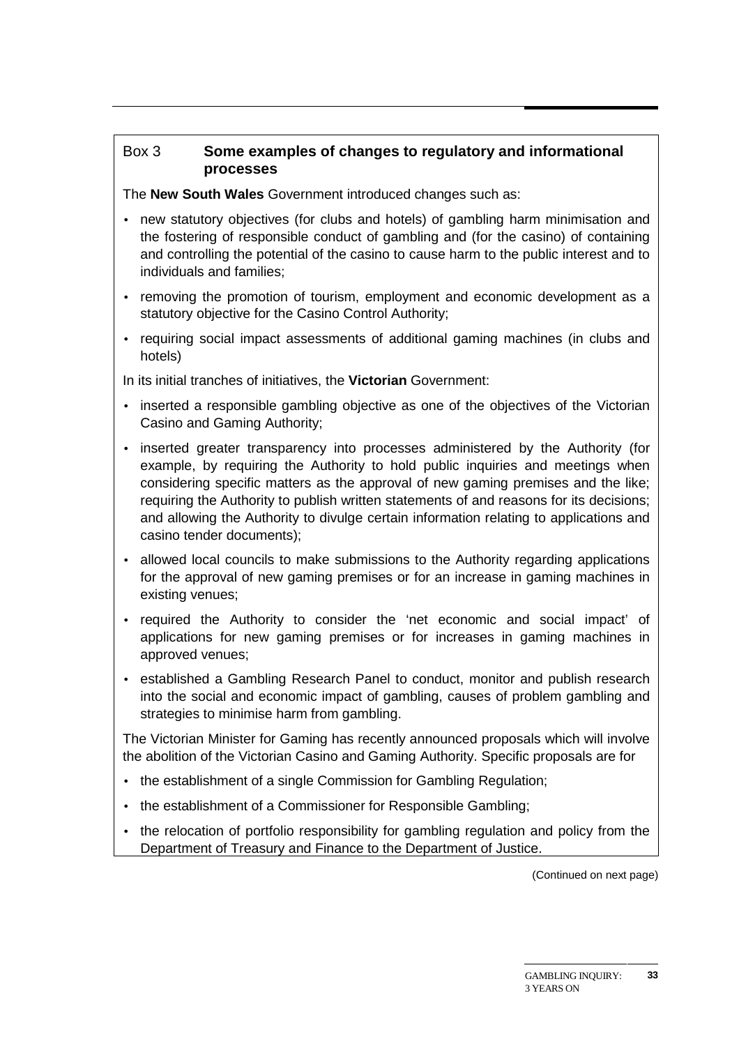### Box 3 Some examples of changes to regulatory and informational processes

The **New South Wales** Government introduced changes such as:

- new statutory objectives (for clubs and hotels) of gambling harm minimisation and the fostering of responsible conduct of gambling and (for the casino) of containing and controlling the potential of the casino to cause harm to the public interest and to individuals and families;
- removing the promotion of tourism, employment and economic development as a statutory objective for the Casino Control Authority;
- requiring social impact assessments of additional gaming machines (in clubs and hotels)

In its initial tranches of initiatives, the **Victorian** Government:

- inserted a responsible gambling objective as one of the objectives of the Victorian Casino and Gaming Authority;
- inserted greater transparency into processes administered by the Authority (for example, by requiring the Authority to hold public inquiries and meetings when considering specific matters as the approval of new gaming premises and the like; requiring the Authority to publish written statements of and reasons for its decisions; and allowing the Authority to divulge certain information relating to applications and casino tender documents);
- allowed local councils to make submissions to the Authority regarding applications for the approval of new gaming premises or for an increase in gaming machines in existing venues;
- required the Authority to consider the 'net economic and social impact' of applications for new gaming premises or for increases in gaming machines in approved venues;
- established a Gambling Research Panel to conduct, monitor and publish research into the social and economic impact of gambling, causes of problem gambling and strategies to minimise harm from gambling.

The Victorian Minister for Gaming has recently announced proposals which will involve the abolition of the Victorian Casino and Gaming Authority. Specific proposals are for

- the establishment of a single Commission for Gambling Regulation;
- the establishment of a Commissioner for Responsible Gambling;
- the relocation of portfolio responsibility for gambling regulation and policy from the Department of Treasury and Finance to the Department of Justice.

(Continued on next page)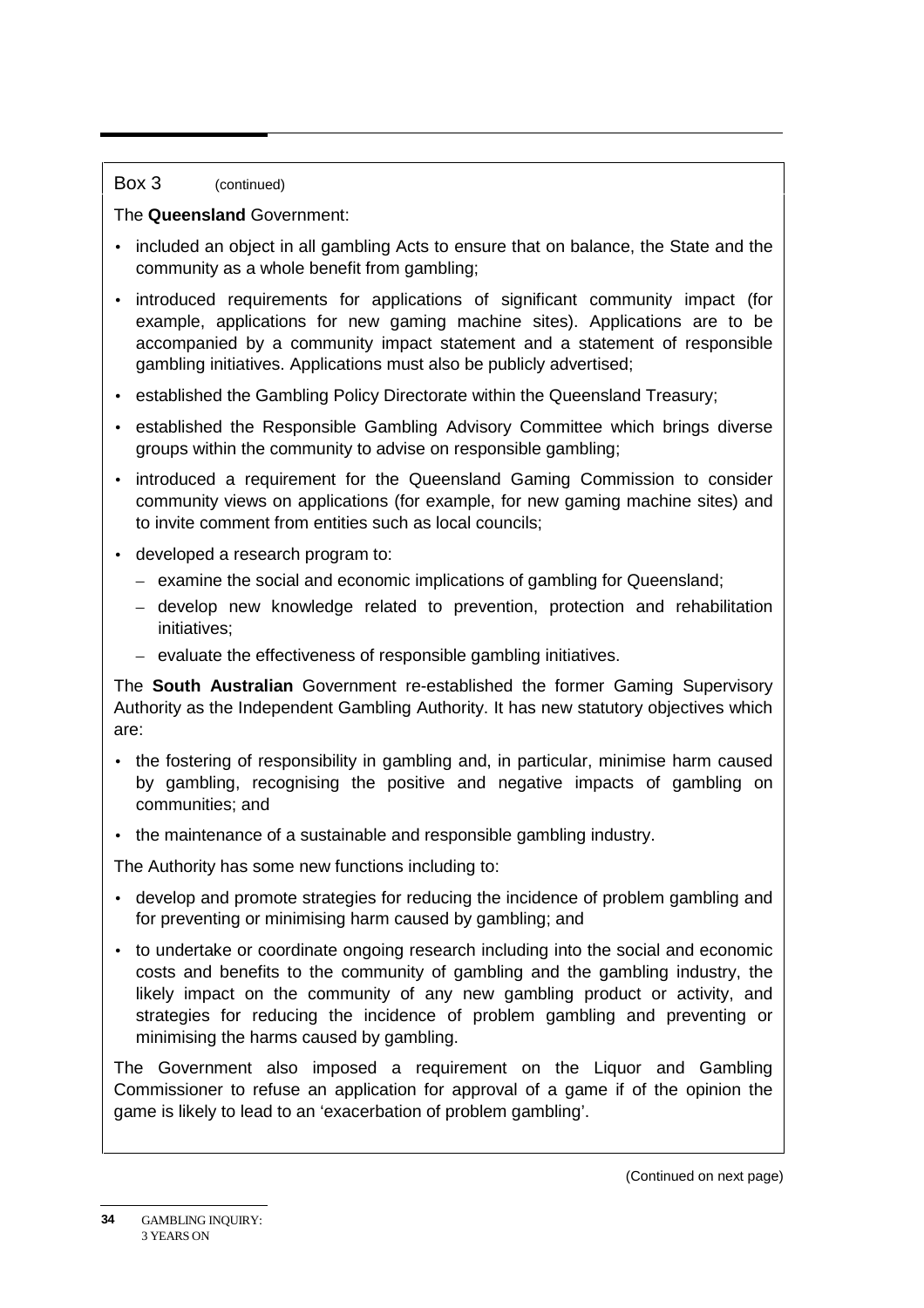Box 3 (continued)

The **Queensland** Government:

- included an object in all gambling Acts to ensure that on balance, the State and the community as a whole benefit from gambling;
- introduced requirements for applications of significant community impact (for example, applications for new gaming machine sites). Applications are to be accompanied by a community impact statement and a statement of responsible gambling initiatives. Applications must also be publicly advertised;
- established the Gambling Policy Directorate within the Queensland Treasury;
- established the Responsible Gambling Advisory Committee which brings diverse groups within the community to advise on responsible gambling;
- introduced a requirement for the Queensland Gaming Commission to consider community views on applications (for example, for new gaming machine sites) and to invite comment from entities such as local councils;
- developed a research program to:
  - examine the social and economic implications of gambling for Queensland;
  - develop new knowledge related to prevention, protection and rehabilitation initiatives;
  - evaluate the effectiveness of responsible gambling initiatives.

The **South Australian** Government re-established the former Gaming Supervisory Authority as the Independent Gambling Authority. It has new statutory objectives which are:

- the fostering of responsibility in gambling and, in particular, minimise harm caused by gambling, recognising the positive and negative impacts of gambling on communities; and
- the maintenance of a sustainable and responsible gambling industry.

The Authority has some new functions including to:

- develop and promote strategies for reducing the incidence of problem gambling and for preventing or minimising harm caused by gambling; and
- to undertake or coordinate ongoing research including into the social and economic costs and benefits to the community of gambling and the gambling industry, the likely impact on the community of any new gambling product or activity, and strategies for reducing the incidence of problem gambling and preventing or minimising the harms caused by gambling.

The Government also imposed a requirement on the Liquor and Gambling Commissioner to refuse an application for approval of a game if of the opinion the game is likely to lead to an 'exacerbation of problem gambling'.

(Continued on next page)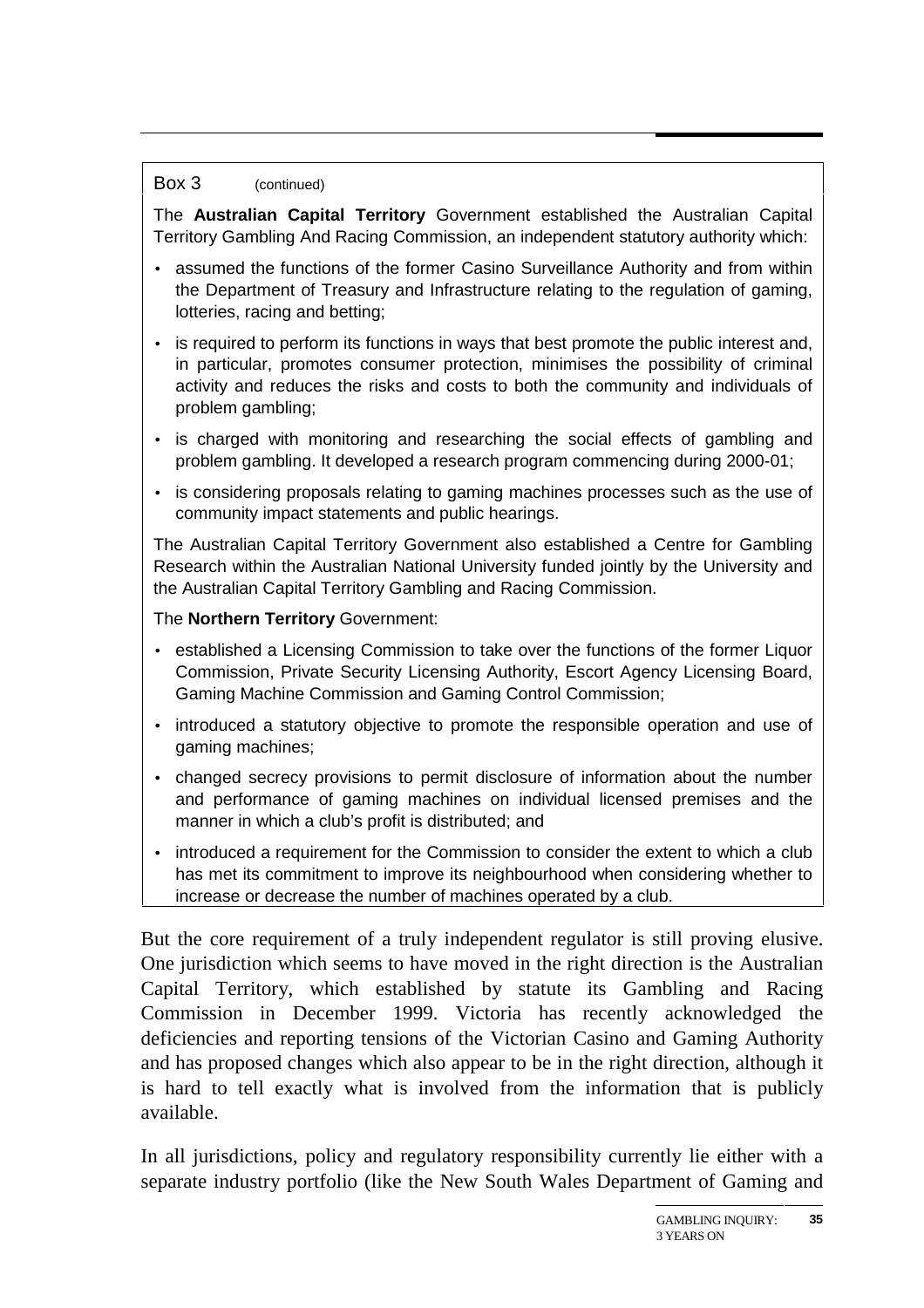Box 3 (continued)

The **Australian Capital Territory** Government established the Australian Capital Territory Gambling And Racing Commission, an independent statutory authority which:

- assumed the functions of the former Casino Surveillance Authority and from within the Department of Treasury and Infrastructure relating to the regulation of gaming, lotteries, racing and betting;
- is required to perform its functions in ways that best promote the public interest and, in particular, promotes consumer protection, minimises the possibility of criminal activity and reduces the risks and costs to both the community and individuals of problem gambling;
- is charged with monitoring and researching the social effects of gambling and problem gambling. It developed a research program commencing during 2000-01;
- is considering proposals relating to gaming machines processes such as the use of community impact statements and public hearings.

The Australian Capital Territory Government also established a Centre for Gambling Research within the Australian National University funded jointly by the University and the Australian Capital Territory Gambling and Racing Commission.

The **Northern Territory** Government:

- established a Licensing Commission to take over the functions of the former Liquor Commission, Private Security Licensing Authority, Escort Agency Licensing Board, Gaming Machine Commission and Gaming Control Commission;
- introduced a statutory objective to promote the responsible operation and use of gaming machines;
- changed secrecy provisions to permit disclosure of information about the number and performance of gaming machines on individual licensed premises and the manner in which a club's profit is distributed; and
- introduced a requirement for the Commission to consider the extent to which a club has met its commitment to improve its neighbourhood when considering whether to increase or decrease the number of machines operated by a club.

But the core requirement of a truly independent regulator is still proving elusive. One jurisdiction which seems to have moved in the right direction is the Australian Capital Territory, which established by statute its Gambling and Racing Commission in December 1999. Victoria has recently acknowledged the deficiencies and reporting tensions of the Victorian Casino and Gaming Authority and has proposed changes which also appear to be in the right direction, although it is hard to tell exactly what is involved from the information that is publicly available.

In all jurisdictions, policy and regulatory responsibility currently lie either with a separate industry portfolio (like the New South Wales Department of Gaming and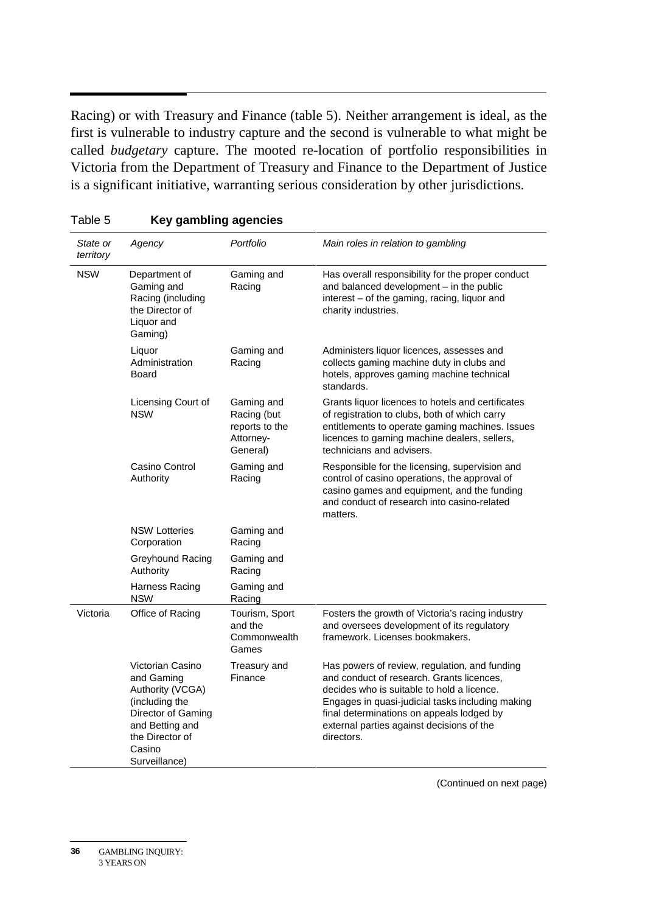Racing) or with Treasury and Finance (table 5). Neither arrangement is ideal, as the first is vulnerable to industry capture and the second is vulnerable to what might be called *budgetary* capture. The mooted re-location of portfolio responsibilities in Victoria from the Department of Treasury and Finance to the Department of Justice is a significant initiative, warranting serious consideration by other jurisdictions.

Table 5 **Key gambling agencies**

| *State or territory* | *Agency* | *Portfolio* | *Main roles in relation to gambling* |
|---|---|---|---|
| NSW | Department of Gaming and Racing (including the Director of Liquor and Gaming) | Gaming and Racing | Has overall responsibility for the proper conduct and balanced development – in the public interest – of the gaming, racing, liquor and charity industries. |
| | Liquor Administration Board | Gaming and Racing | Administers liquor licences, assesses and collects gaming machine duty in clubs and hotels, approves gaming machine technical standards. |
| | Licensing Court of NSW | Gaming and Racing (but reports to the Attorney-General) | Grants liquor licences to hotels and certificates of registration to clubs, both of which carry entitlements to operate gaming machines. Issues licences to gaming machine dealers, sellers, technicians and advisers. |
| | Casino Control Authority | Gaming and Racing | Responsible for the licensing, supervision and control of casino operations, the approval of casino games and equipment, and the funding and conduct of research into casino-related matters. |
| | NSW Lotteries Corporation | Gaming and Racing | |
| | Greyhound Racing Authority | Gaming and Racing | |
| | Harness Racing NSW | Gaming and Racing | |
| Victoria | Office of Racing | Tourism, Sport and the Commonwealth Games | Fosters the growth of Victoria's racing industry and oversees development of its regulatory framework. Licenses bookmakers. |
| | Victorian Casino and Gaming Authority (VCGA) (including the Director of Gaming and Betting and the Director of Casino Surveillance) | Treasury and Finance | Has powers of review, regulation, and funding and conduct of research. Grants licences, decides who is suitable to hold a licence. Engages in quasi-judicial tasks including making final determinations on appeals lodged by external parties against decisions of the directors. |

(Continued on next page)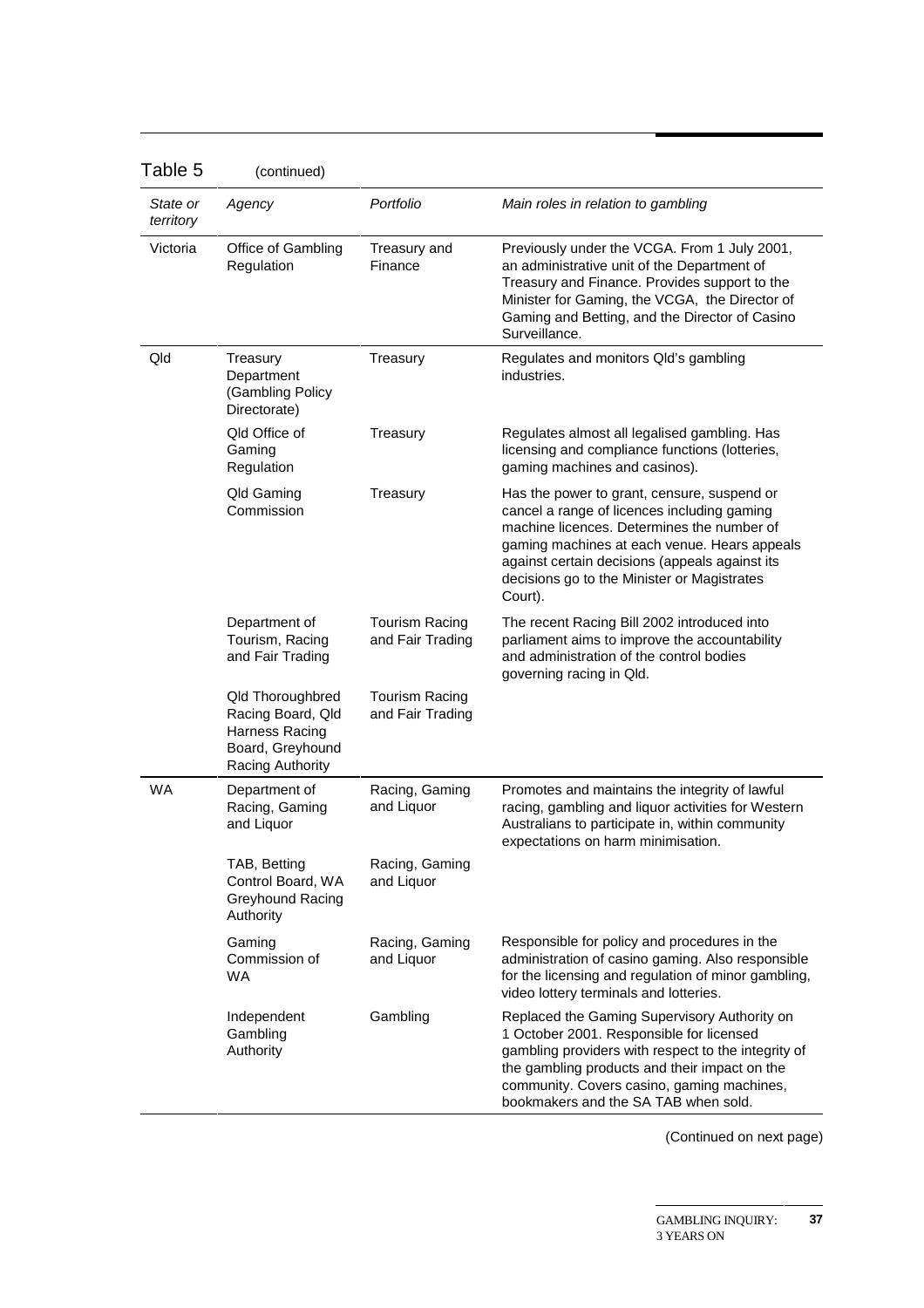Table 5 (continued)

| *State or territory* | *Agency* | *Portfolio* | *Main roles in relation to gambling* |
| --- | --- | --- | --- |
| Victoria | Office of Gambling Regulation | Treasury and Finance | Previously under the VCGA. From 1 July 2001, an administrative unit of the Department of Treasury and Finance. Provides support to the Minister for Gaming, the VCGA, the Director of Gaming and Betting, and the Director of Casino Surveillance. |
| Qld | Treasury Department (Gambling Policy Directorate) | Treasury | Regulates and monitors Qld's gambling industries. |
| | Qld Office of Gaming Regulation | Treasury | Regulates almost all legalised gambling. Has licensing and compliance functions (lotteries, gaming machines and casinos). |
| | Qld Gaming Commission | Treasury | Has the power to grant, censure, suspend or cancel a range of licences including gaming machine licences. Determines the number of gaming machines at each venue. Hears appeals against certain decisions (appeals against its decisions go to the Minister or Magistrates Court). |
| | Department of Tourism, Racing and Fair Trading | Tourism Racing and Fair Trading | The recent Racing Bill 2002 introduced into parliament aims to improve the accountability and administration of the control bodies governing racing in Qld. |
| | Qld Thoroughbred Racing Board, Qld Harness Racing Board, Greyhound Racing Authority | Tourism Racing and Fair Trading | |
| WA | Department of Racing, Gaming and Liquor | Racing, Gaming and Liquor | Promotes and maintains the integrity of lawful racing, gambling and liquor activities for Western Australians to participate in, within community expectations on harm minimisation. |
| | TAB, Betting Control Board, WA Greyhound Racing Authority | Racing, Gaming and Liquor | |
| | Gaming Commission of WA | Racing, Gaming and Liquor | Responsible for policy and procedures in the administration of casino gaming. Also responsible for the licensing and regulation of minor gambling, video lottery terminals and lotteries. |
| | Independent Gambling Authority | Gambling | Replaced the Gaming Supervisory Authority on 1 October 2001. Responsible for licensed gambling providers with respect to the integrity of the gambling products and their impact on the community. Covers casino, gaming machines, bookmakers and the SA TAB when sold. |

(Continued on next page)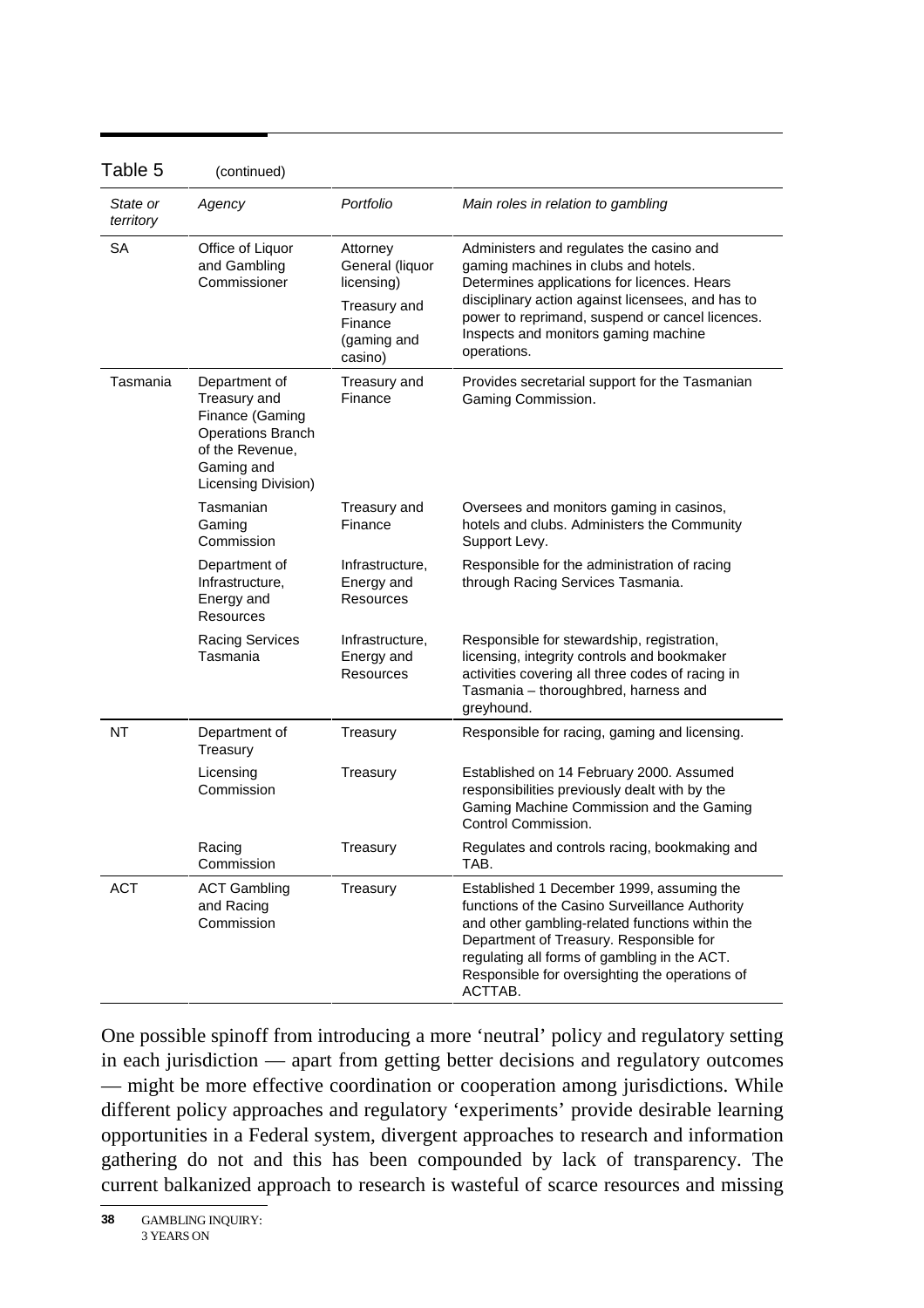Table 5 (continued)

| *State or territory* | *Agency* | *Portfolio* | *Main roles in relation to gambling* |
|---|---|---|---|
| SA | Office of Liquor and Gambling Commissioner | Attorney General (liquor licensing)<br>Treasury and Finance (gaming and casino) | Administers and regulates the casino and gaming machines in clubs and hotels. Determines applications for licences. Hears disciplinary action against licensees, and has to power to reprimand, suspend or cancel licences. Inspects and monitors gaming machine operations. |
| Tasmania | Department of Treasury and Finance (Gaming Operations Branch of the Revenue, Gaming and Licensing Division) | Treasury and Finance | Provides secretarial support for the Tasmanian Gaming Commission. |
| | Tasmanian Gaming Commission | Treasury and Finance | Oversees and monitors gaming in casinos, hotels and clubs. Administers the Community Support Levy. |
| | Department of Infrastructure, Energy and Resources | Infrastructure, Energy and Resources | Responsible for the administration of racing through Racing Services Tasmania. |
| | Racing Services Tasmania | Infrastructure, Energy and Resources | Responsible for stewardship, registration, licensing, integrity controls and bookmaker activities covering all three codes of racing in Tasmania – thoroughbred, harness and greyhound. |
| NT | Department of Treasury | Treasury | Responsible for racing, gaming and licensing. |
| | Licensing Commission | Treasury | Established on 14 February 2000. Assumed responsibilities previously dealt with by the Gaming Machine Commission and the Gaming Control Commission. |
| | Racing Commission | Treasury | Regulates and controls racing, bookmaking and TAB. |
| ACT | ACT Gambling and Racing Commission | Treasury | Established 1 December 1999, assuming the functions of the Casino Surveillance Authority and other gambling-related functions within the Department of Treasury. Responsible for regulating all forms of gambling in the ACT. Responsible for oversighting the operations of ACTTAB. |

One possible spinoff from introducing a more 'neutral' policy and regulatory setting in each jurisdiction — apart from getting better decisions and regulatory outcomes — might be more effective coordination or cooperation among jurisdictions. While different policy approaches and regulatory 'experiments' provide desirable learning opportunities in a Federal system, divergent approaches to research and information gathering do not and this has been compounded by lack of transparency. The current balkanized approach to research is wasteful of scarce resources and missing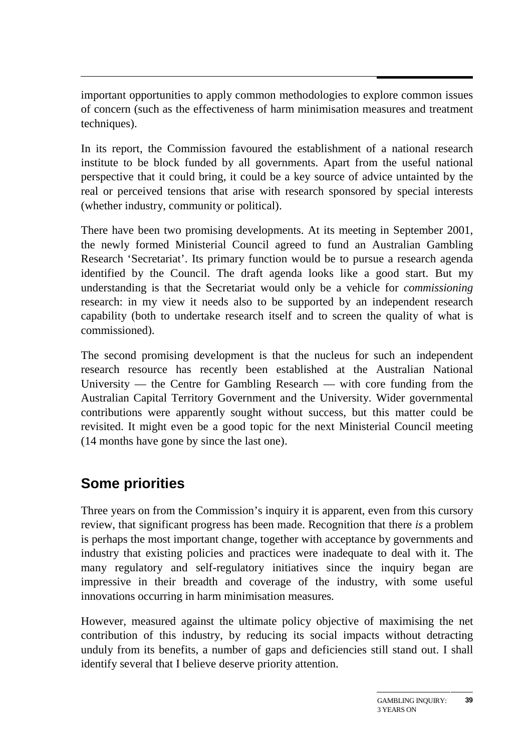important opportunities to apply common methodologies to explore common issues of concern (such as the effectiveness of harm minimisation measures and treatment techniques).

In its report, the Commission favoured the establishment of a national research institute to be block funded by all governments. Apart from the useful national perspective that it could bring, it could be a key source of advice untainted by the real or perceived tensions that arise with research sponsored by special interests (whether industry, community or political).

There have been two promising developments. At its meeting in September 2001, the newly formed Ministerial Council agreed to fund an Australian Gambling Research 'Secretariat'. Its primary function would be to pursue a research agenda identified by the Council. The draft agenda looks like a good start. But my understanding is that the Secretariat would only be a vehicle for *commissioning* research: in my view it needs also to be supported by an independent research capability (both to undertake research itself and to screen the quality of what is commissioned).

The second promising development is that the nucleus for such an independent research resource has recently been established at the Australian National University — the Centre for Gambling Research — with core funding from the Australian Capital Territory Government and the University. Wider governmental contributions were apparently sought without success, but this matter could be revisited. It might even be a good topic for the next Ministerial Council meeting (14 months have gone by since the last one).

## Some priorities

Three years on from the Commission's inquiry it is apparent, even from this cursory review, that significant progress has been made. Recognition that there *is* a problem is perhaps the most important change, together with acceptance by governments and industry that existing policies and practices were inadequate to deal with it. The many regulatory and self-regulatory initiatives since the inquiry began are impressive in their breadth and coverage of the industry, with some useful innovations occurring in harm minimisation measures.

However, measured against the ultimate policy objective of maximising the net contribution of this industry, by reducing its social impacts without detracting unduly from its benefits, a number of gaps and deficiencies still stand out. I shall identify several that I believe deserve priority attention.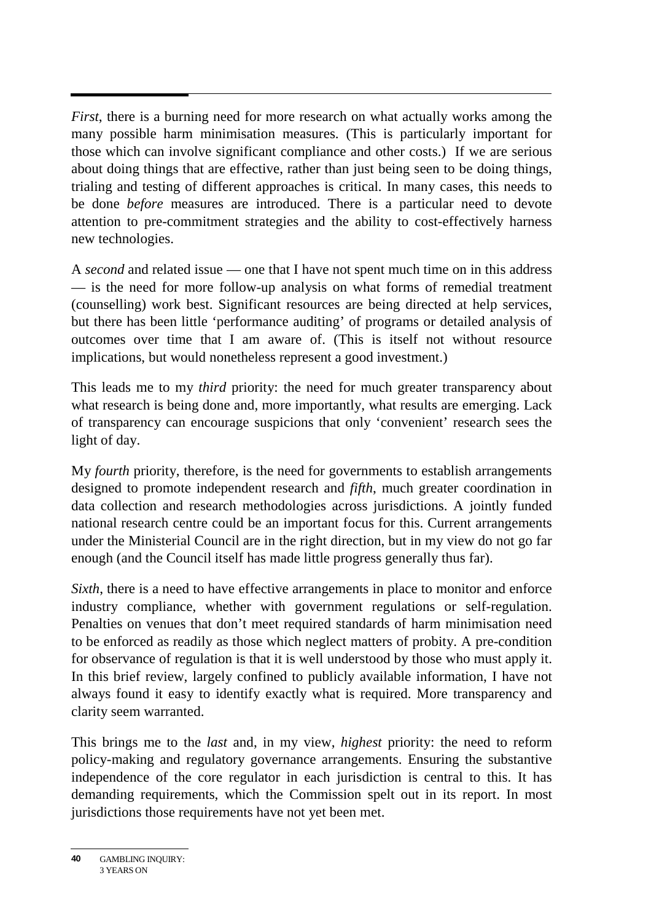*First*, there is a burning need for more research on what actually works among the many possible harm minimisation measures. (This is particularly important for those which can involve significant compliance and other costs.)  If we are serious about doing things that are effective, rather than just being seen to be doing things, trialing and testing of different approaches is critical. In many cases, this needs to be done *before* measures are introduced. There is a particular need to devote attention to pre-commitment strategies and the ability to cost-effectively harness new technologies.

A *second* and related issue — one that I have not spent much time on in this address — is the need for more follow-up analysis on what forms of remedial treatment (counselling) work best. Significant resources are being directed at help services, but there has been little 'performance auditing' of programs or detailed analysis of outcomes over time that I am aware of. (This is itself not without resource implications, but would nonetheless represent a good investment.)

This leads me to my *third* priority: the need for much greater transparency about what research is being done and, more importantly, what results are emerging. Lack of transparency can encourage suspicions that only 'convenient' research sees the light of day.

My *fourth* priority, therefore, is the need for governments to establish arrangements designed to promote independent research and *fifth*, much greater coordination in data collection and research methodologies across jurisdictions. A jointly funded national research centre could be an important focus for this. Current arrangements under the Ministerial Council are in the right direction, but in my view do not go far enough (and the Council itself has made little progress generally thus far).

*Sixth*, there is a need to have effective arrangements in place to monitor and enforce industry compliance, whether with government regulations or self-regulation. Penalties on venues that don't meet required standards of harm minimisation need to be enforced as readily as those which neglect matters of probity. A pre-condition for observance of regulation is that it is well understood by those who must apply it. In this brief review, largely confined to publicly available information, I have not always found it easy to identify exactly what is required. More transparency and clarity seem warranted.

This brings me to the *last* and, in my view, *highest* priority: the need to reform policy-making and regulatory governance arrangements. Ensuring the substantive independence of the core regulator in each jurisdiction is central to this. It has demanding requirements, which the Commission spelt out in its report. In most jurisdictions those requirements have not yet been met.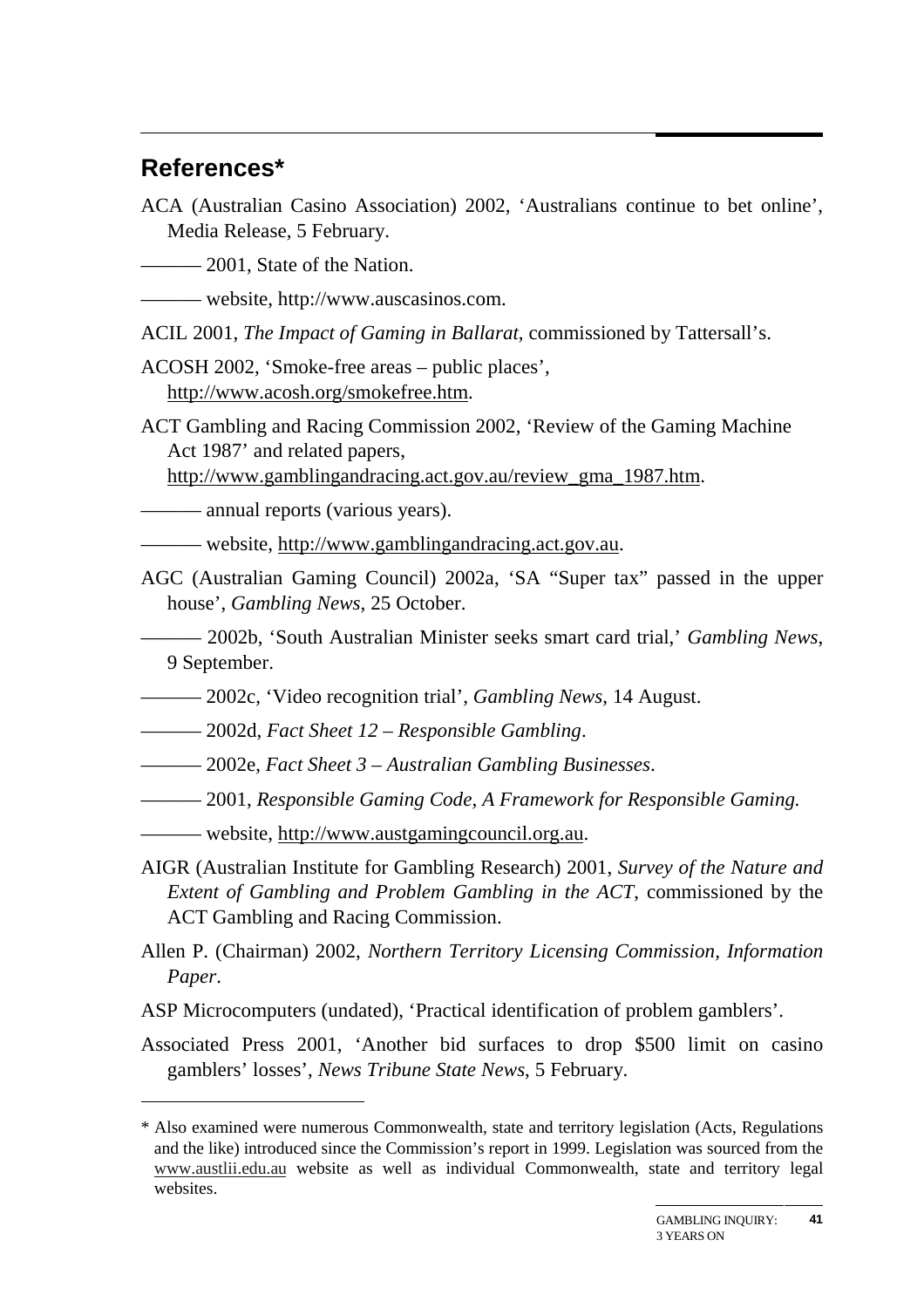## References*

ACA (Australian Casino Association) 2002, 'Australians continue to bet online', Media Release, 5 February.

——— 2001, State of the Nation.

——— website, http://www.auscasinos.com.

ACIL 2001, *The Impact of Gaming in Ballarat*, commissioned by Tattersall's.

ACOSH 2002, 'Smoke-free areas – public places', http://www.acosh.org/smokefree.htm.

ACT Gambling and Racing Commission 2002, 'Review of the Gaming Machine Act 1987' and related papers, http://www.gamblingandracing.act.gov.au/review_gma_1987.htm.

——— annual reports (various years).

——— website, http://www.gamblingandracing.act.gov.au.

AGC (Australian Gaming Council) 2002a, 'SA "Super tax" passed in the upper house', *Gambling News*, 25 October.

——— 2002b, 'South Australian Minister seeks smart card trial,' *Gambling News*, 9 September.

——— 2002c, 'Video recognition trial', *Gambling News*, 14 August.

——— 2002d, *Fact Sheet 12 – Responsible Gambling*.

——— 2002e, *Fact Sheet 3 – Australian Gambling Businesses*.

——— 2001, *Responsible Gaming Code, A Framework for Responsible Gaming.*

——— website, http://www.austgamingcouncil.org.au.

AIGR (Australian Institute for Gambling Research) 2001, *Survey of the Nature and Extent of Gambling and Problem Gambling in the ACT*, commissioned by the ACT Gambling and Racing Commission.

Allen P. (Chairman) 2002, *Northern Territory Licensing Commission, Information Paper*.

ASP Microcomputers (undated), 'Practical identification of problem gamblers'.

Associated Press 2001, 'Another bid surfaces to drop $500 limit on casino gamblers' losses', *News Tribune State News*, 5 February.

---

\* Also examined were numerous Commonwealth, state and territory legislation (Acts, Regulations and the like) introduced since the Commission's report in 1999. Legislation was sourced from the www.austlii.edu.au website as well as individual Commonwealth, state and territory legal websites.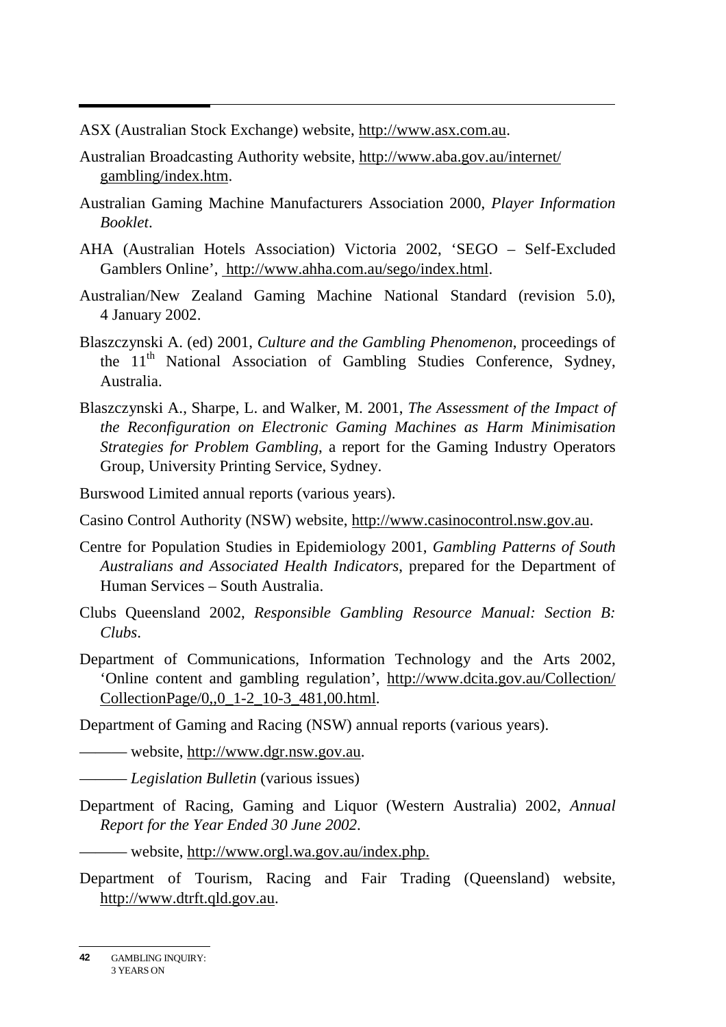ASX (Australian Stock Exchange) website, http://www.asx.com.au.

Australian Broadcasting Authority website, http://www.aba.gov.au/internet/gambling/index.htm.

Australian Gaming Machine Manufacturers Association 2000, *Player Information Booklet*.

AHA (Australian Hotels Association) Victoria 2002, 'SEGO – Self-Excluded Gamblers Online', http://www.ahha.com.au/sego/index.html.

Australian/New Zealand Gaming Machine National Standard (revision 5.0), 4 January 2002.

Blaszczynski A. (ed) 2001, *Culture and the Gambling Phenomenon*, proceedings of the 11th National Association of Gambling Studies Conference, Sydney, Australia.

Blaszczynski A., Sharpe, L. and Walker, M. 2001, *The Assessment of the Impact of the Reconfiguration on Electronic Gaming Machines as Harm Minimisation Strategies for Problem Gambling*, a report for the Gaming Industry Operators Group, University Printing Service, Sydney.

Burswood Limited annual reports (various years).

Casino Control Authority (NSW) website, http://www.casinocontrol.nsw.gov.au.

Centre for Population Studies in Epidemiology 2001, *Gambling Patterns of South Australians and Associated Health Indicators*, prepared for the Department of Human Services – South Australia.

Clubs Queensland 2002, *Responsible Gambling Resource Manual: Section B: Clubs*.

Department of Communications, Information Technology and the Arts 2002, 'Online content and gambling regulation', http://www.dcita.gov.au/Collection/CollectionPage/0,,0_1-2_10-3_481,00.html.

Department of Gaming and Racing (NSW) annual reports (various years).

——— website, http://www.dgr.nsw.gov.au.

——— *Legislation Bulletin* (various issues)

Department of Racing, Gaming and Liquor (Western Australia) 2002, *Annual Report for the Year Ended 30 June 2002*.

——— website, http://www.orgl.wa.gov.au/index.php.

Department of Tourism, Racing and Fair Trading (Queensland) website, http://www.dtrft.qld.gov.au.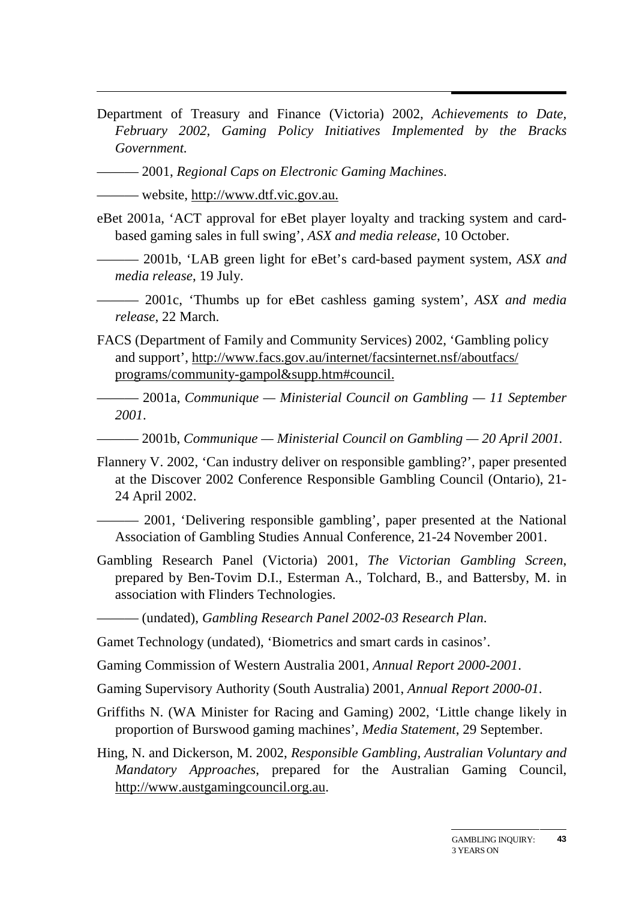Department of Treasury and Finance (Victoria) 2002, *Achievements to Date, February 2002, Gaming Policy Initiatives Implemented by the Bracks Government.*

——— 2001, *Regional Caps on Electronic Gaming Machines*.

——— website, http://www.dtf.vic.gov.au.

eBet 2001a, 'ACT approval for eBet player loyalty and tracking system and card-based gaming sales in full swing', *ASX and media release*, 10 October.

——— 2001b, 'LAB green light for eBet's card-based payment system, *ASX and media release*, 19 July.

——— 2001c, 'Thumbs up for eBet cashless gaming system', *ASX and media release*, 22 March.

FACS (Department of Family and Community Services) 2002, 'Gambling policy and support', http://www.facs.gov.au/internet/facsinternet.nsf/aboutfacs/programs/community-gampol&supp.htm#council.

——— 2001a, *Communique — Ministerial Council on Gambling — 11 September 2001*.

——— 2001b, *Communique — Ministerial Council on Gambling — 20 April 2001.*

Flannery V. 2002, 'Can industry deliver on responsible gambling?', paper presented at the Discover 2002 Conference Responsible Gambling Council (Ontario), 21-24 April 2002.

——— 2001, 'Delivering responsible gambling', paper presented at the National Association of Gambling Studies Annual Conference, 21-24 November 2001.

Gambling Research Panel (Victoria) 2001, *The Victorian Gambling Screen*, prepared by Ben-Tovim D.I., Esterman A., Tolchard, B., and Battersby, M. in association with Flinders Technologies.

——— (undated), *Gambling Research Panel 2002-03 Research Plan*.

Gamet Technology (undated), 'Biometrics and smart cards in casinos'.

Gaming Commission of Western Australia 2001, *Annual Report 2000-2001*.

Gaming Supervisory Authority (South Australia) 2001, *Annual Report 2000-01*.

Griffiths N. (WA Minister for Racing and Gaming) 2002, 'Little change likely in proportion of Burswood gaming machines', *Media Statement*, 29 September.

Hing, N. and Dickerson, M. 2002, *Responsible Gambling, Australian Voluntary and Mandatory Approaches*, prepared for the Australian Gaming Council, http://www.austgamingcouncil.org.au.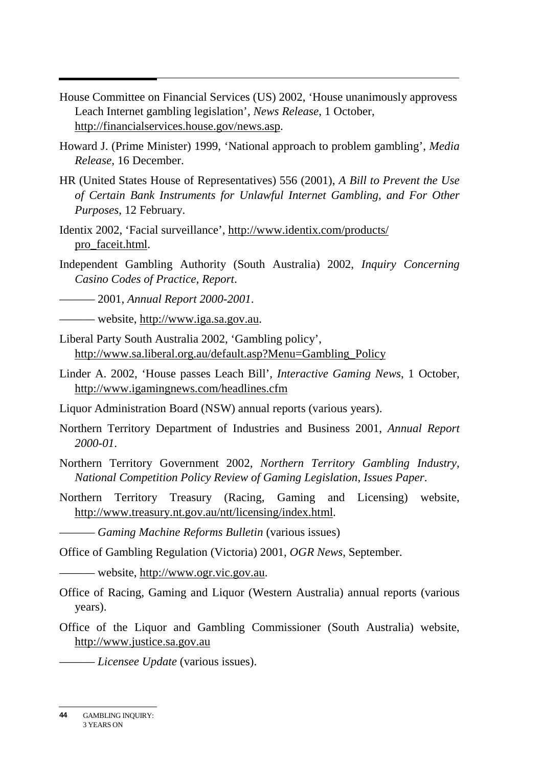House Committee on Financial Services (US) 2002, 'House unanimously approvess Leach Internet gambling legislation', *News Release*, 1 October, http://financialservices.house.gov/news.asp.

Howard J. (Prime Minister) 1999, 'National approach to problem gambling', *Media Release*, 16 December.

HR (United States House of Representatives) 556 (2001), *A Bill to Prevent the Use of Certain Bank Instruments for Unlawful Internet Gambling, and For Other Purposes*, 12 February.

Identix 2002, 'Facial surveillance', http://www.identix.com/products/pro_faceit.html.

Independent Gambling Authority (South Australia) 2002, *Inquiry Concerning Casino Codes of Practice, Report*.

——— 2001, *Annual Report 2000-2001*.

——— website, http://www.iga.sa.gov.au.

Liberal Party South Australia 2002, 'Gambling policy', http://www.sa.liberal.org.au/default.asp?Menu=Gambling_Policy

Linder A. 2002, 'House passes Leach Bill', *Interactive Gaming News*, 1 October, http://www.igamingnews.com/headlines.cfm

Liquor Administration Board (NSW) annual reports (various years).

Northern Territory Department of Industries and Business 2001, *Annual Report 2000-01*.

Northern Territory Government 2002, *Northern Territory Gambling Industry, National Competition Policy Review of Gaming Legislation, Issues Paper*.

Northern Territory Treasury (Racing, Gaming and Licensing) website, http://www.treasury.nt.gov.au/ntt/licensing/index.html.

——— *Gaming Machine Reforms Bulletin* (various issues)

Office of Gambling Regulation (Victoria) 2001, *OGR News*, September.

——— website, http://www.ogr.vic.gov.au.

Office of Racing, Gaming and Liquor (Western Australia) annual reports (various years).

Office of the Liquor and Gambling Commissioner (South Australia) website, http://www.justice.sa.gov.au

——— *Licensee Update* (various issues).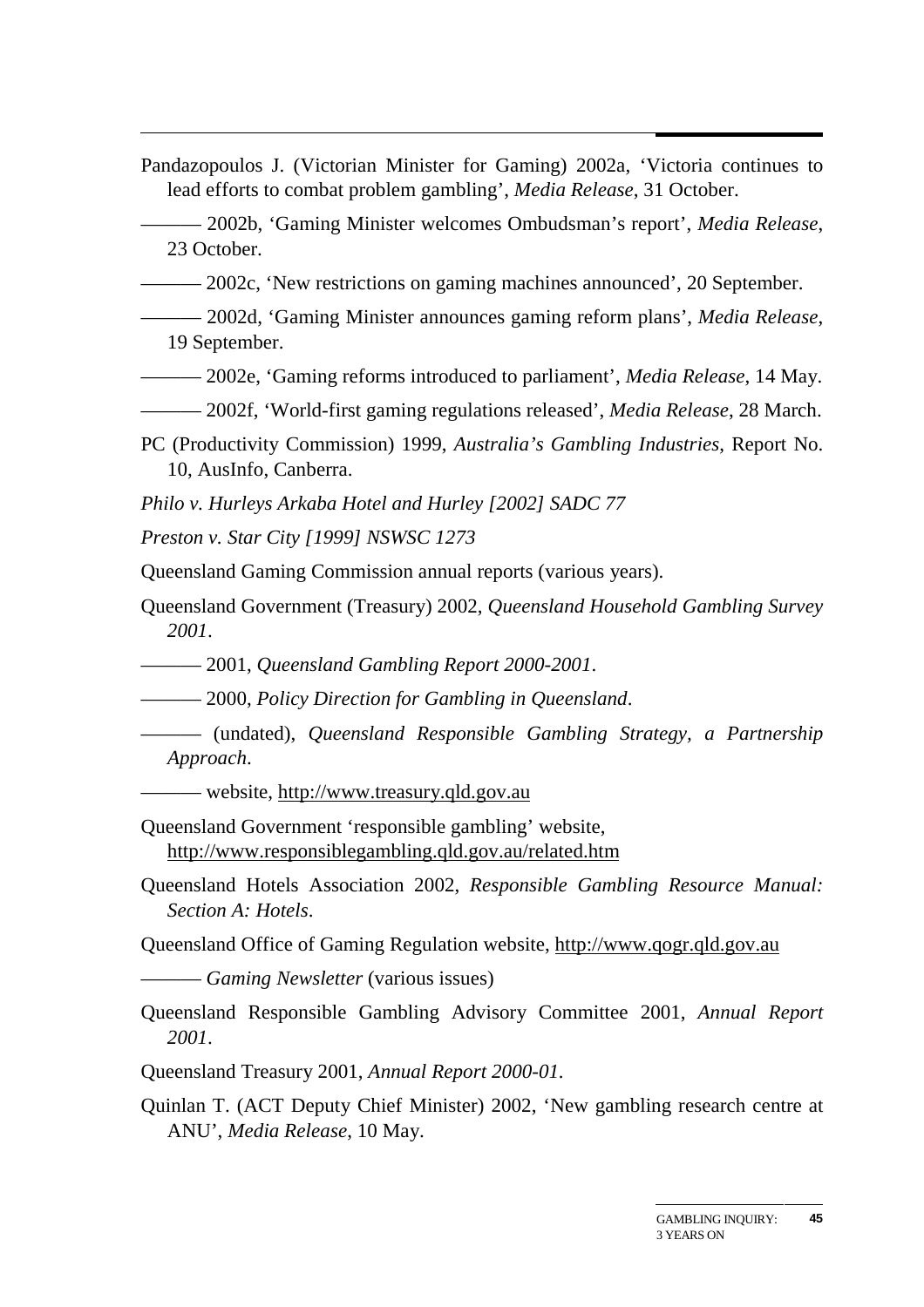Pandazopoulos J. (Victorian Minister for Gaming) 2002a, 'Victoria continues to lead efforts to combat problem gambling', *Media Release*, 31 October.

——— 2002b, 'Gaming Minister welcomes Ombudsman's report', *Media Release*, 23 October.

——— 2002c, 'New restrictions on gaming machines announced', 20 September.

——— 2002d, 'Gaming Minister announces gaming reform plans', *Media Release*, 19 September.

——— 2002e, 'Gaming reforms introduced to parliament', *Media Release*, 14 May.

——— 2002f, 'World-first gaming regulations released', *Media Release*, 28 March.

PC (Productivity Commission) 1999, *Australia's Gambling Industries*, Report No. 10, AusInfo, Canberra.

*Philo v. Hurleys Arkaba Hotel and Hurley [2002] SADC 77*

*Preston v. Star City [1999] NSWSC 1273*

Queensland Gaming Commission annual reports (various years).

Queensland Government (Treasury) 2002, *Queensland Household Gambling Survey 2001*.

——— 2001, *Queensland Gambling Report 2000-2001*.

——— 2000, *Policy Direction for Gambling in Queensland*.

——— (undated), *Queensland Responsible Gambling Strategy, a Partnership Approach*.

——— website, http://www.treasury.qld.gov.au

Queensland Government 'responsible gambling' website, http://www.responsiblegambling.qld.gov.au/related.htm

Queensland Hotels Association 2002, *Responsible Gambling Resource Manual: Section A: Hotels*.

Queensland Office of Gaming Regulation website, http://www.qogr.qld.gov.au

——— *Gaming Newsletter* (various issues)

Queensland Responsible Gambling Advisory Committee 2001, *Annual Report 2001*.

Queensland Treasury 2001, *Annual Report 2000-01*.

Quinlan T. (ACT Deputy Chief Minister) 2002, 'New gambling research centre at ANU', *Media Release*, 10 May.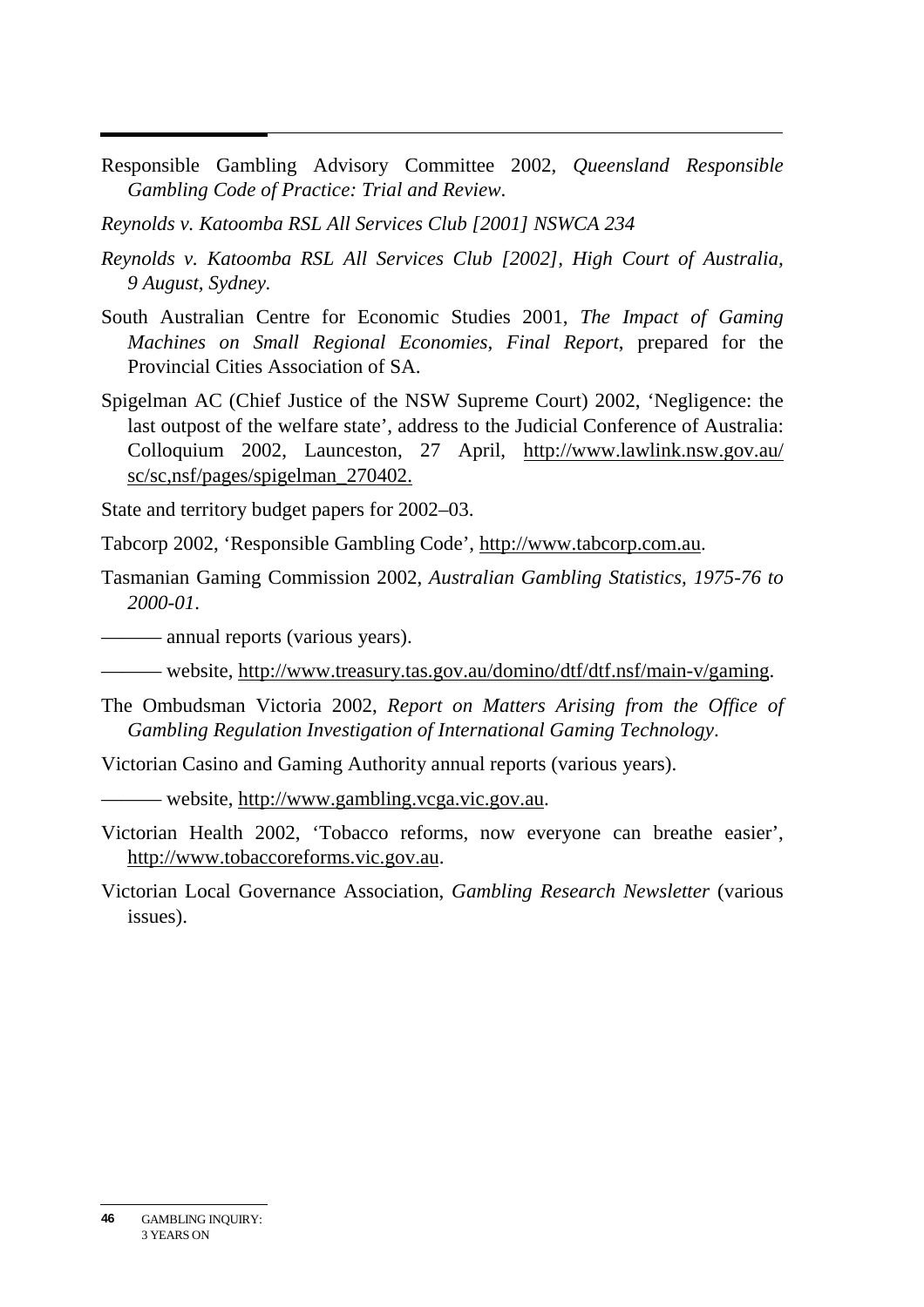Responsible Gambling Advisory Committee 2002, *Queensland Responsible Gambling Code of Practice: Trial and Review*.

*Reynolds v. Katoomba RSL All Services Club [2001] NSWCA 234*

*Reynolds v. Katoomba RSL All Services Club [2002], High Court of Australia, 9 August, Sydney.*

South Australian Centre for Economic Studies 2001, *The Impact of Gaming Machines on Small Regional Economies, Final Report*, prepared for the Provincial Cities Association of SA.

Spigelman AC (Chief Justice of the NSW Supreme Court) 2002, 'Negligence: the last outpost of the welfare state', address to the Judicial Conference of Australia: Colloquium 2002, Launceston, 27 April, http://www.lawlink.nsw.gov.au/sc/sc,nsf/pages/spigelman_270402.

State and territory budget papers for 2002–03.

Tabcorp 2002, 'Responsible Gambling Code', http://www.tabcorp.com.au.

Tasmanian Gaming Commission 2002, *Australian Gambling Statistics, 1975-76 to 2000-01*.

——— annual reports (various years).

——— website, http://www.treasury.tas.gov.au/domino/dtf/dtf.nsf/main-v/gaming.

The Ombudsman Victoria 2002, *Report on Matters Arising from the Office of Gambling Regulation Investigation of International Gaming Technology*.

Victorian Casino and Gaming Authority annual reports (various years).

——— website, http://www.gambling.vcga.vic.gov.au.

Victorian Health 2002, 'Tobacco reforms, now everyone can breathe easier', http://www.tobaccoreforms.vic.gov.au.

Victorian Local Governance Association, *Gambling Research Newsletter* (various issues).